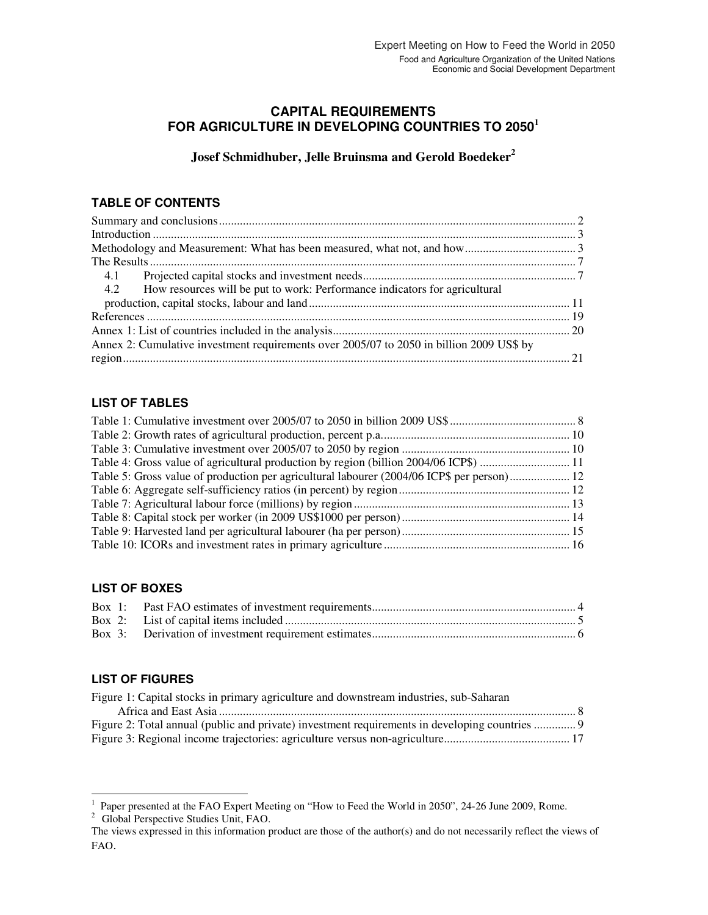Expert Meeting on How to Feed the World in 2050
Food and Agriculture Organization of the United Nations
Economic and Social Development Department

# CAPITAL REQUIREMENTS FOR AGRICULTURE IN DEVELOPING COUNTRIES TO 2050[1]

**Josef Schmidhuber, Jelle Bruinsma and Gerold Boedeker[2]**

## TABLE OF CONTENTS

Summary and conclusions ........ 2
Introduction ........ 3
Methodology and Measurement: What has been measured, what not, and how ........ 3
The Results ........ 7
- 4.1 Projected capital stocks and investment needs ........ 7
- 4.2 How resources will be put to work: Performance indicators for agricultural production, capital stocks, labour and land ........ 11

References ........ 19
Annex 1: List of countries included in the analysis ........ 20
Annex 2: Cumulative investment requirements over 2005/07 to 2050 in billion 2009 US$ by region ........ 21

## LIST OF TABLES

Table 1: Cumulative investment over 2005/07 to 2050 in billion 2009 US$ ........ 8
Table 2: Growth rates of agricultural production, percent p.a. ........ 10
Table 3: Cumulative investment over 2005/07 to 2050 by region ........ 10
Table 4: Gross value of agricultural production by region (billion 2004/06 ICP$) ........ 11
Table 5: Gross value of production per agricultural labourer (2004/06 ICP$ per person) ........ 12
Table 6: Aggregate self-sufficiency ratios (in percent) by region ........ 12
Table 7: Agricultural labour force (millions) by region ........ 13
Table 8: Capital stock per worker (in 2009 US$1000 per person) ........ 14
Table 9: Harvested land per agricultural labourer (ha per person) ........ 15
Table 10: ICORs and investment rates in primary agriculture ........ 16

## LIST OF BOXES

Box 1: Past FAO estimates of investment requirements ........ 4
Box 2: List of capital items included ........ 5
Box 3: Derivation of investment requirement estimates ........ 6

## LIST OF FIGURES

Figure 1: Capital stocks in primary agriculture and downstream industries, sub-Saharan Africa and East Asia ........ 8
Figure 2: Total annual (public and private) investment requirements in developing countries ........ 9
Figure 3: Regional income trajectories: agriculture versus non-agriculture ........ 17

---

[1] Paper presented at the FAO Expert Meeting on "How to Feed the World in 2050", 24-26 June 2009, Rome.
[2] Global Perspective Studies Unit, FAO.

The views expressed in this information product are those of the author(s) and do not necessarily reflect the views of FAO.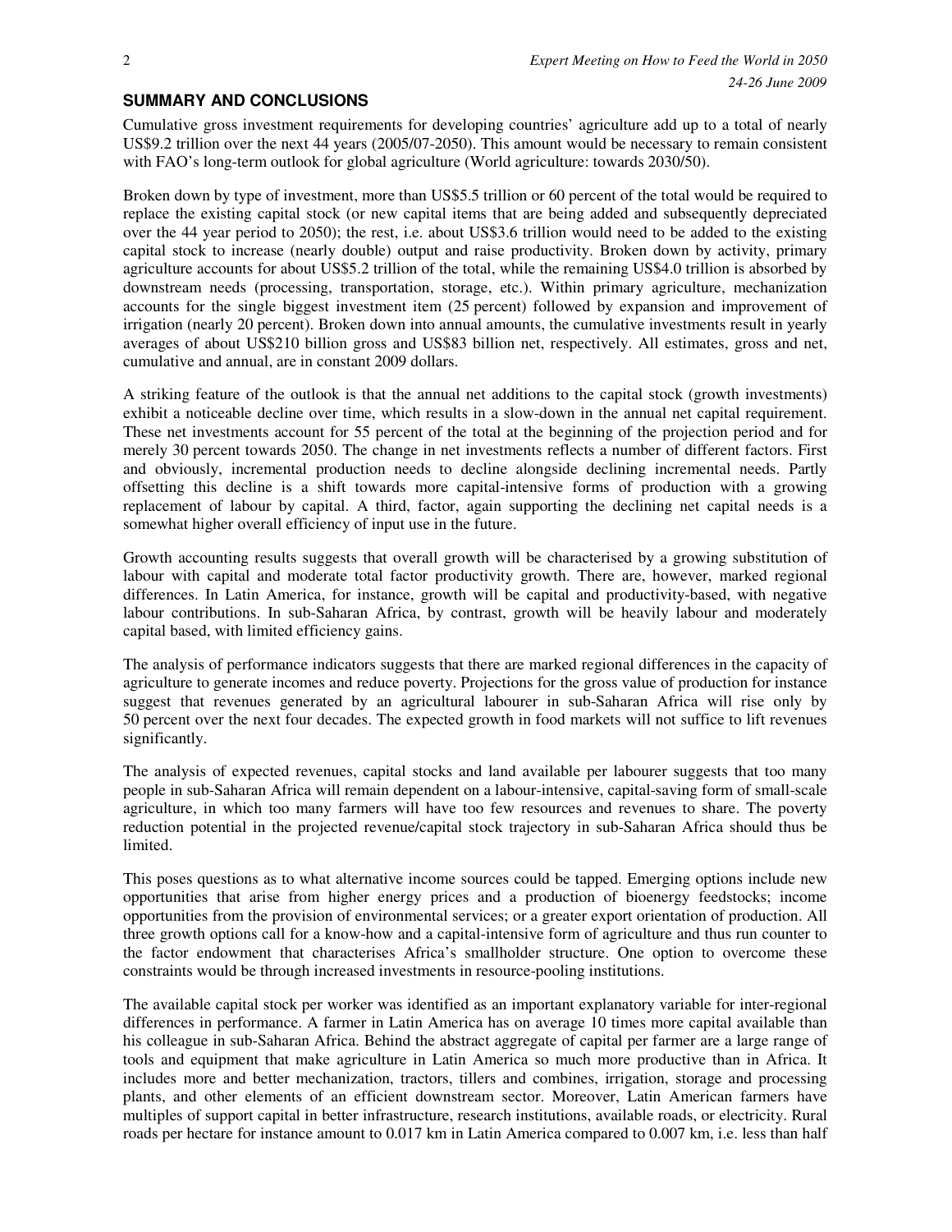## SUMMARY AND CONCLUSIONS

Cumulative gross investment requirements for developing countries' agriculture add up to a total of nearly US$9.2 trillion over the next 44 years (2005/07-2050). This amount would be necessary to remain consistent with FAO's long-term outlook for global agriculture (World agriculture: towards 2030/50).

Broken down by type of investment, more than US$5.5 trillion or 60 percent of the total would be required to replace the existing capital stock (or new capital items that are being added and subsequently depreciated over the 44 year period to 2050); the rest, i.e. about US$3.6 trillion would need to be added to the existing capital stock to increase (nearly double) output and raise productivity. Broken down by activity, primary agriculture accounts for about US$5.2 trillion of the total, while the remaining US$4.0 trillion is absorbed by downstream needs (processing, transportation, storage, etc.). Within primary agriculture, mechanization accounts for the single biggest investment item (25 percent) followed by expansion and improvement of irrigation (nearly 20 percent). Broken down into annual amounts, the cumulative investments result in yearly averages of about US$210 billion gross and US$83 billion net, respectively. All estimates, gross and net, cumulative and annual, are in constant 2009 dollars.

A striking feature of the outlook is that the annual net additions to the capital stock (growth investments) exhibit a noticeable decline over time, which results in a slow-down in the annual net capital requirement. These net investments account for 55 percent of the total at the beginning of the projection period and for merely 30 percent towards 2050. The change in net investments reflects a number of different factors. First and obviously, incremental production needs to decline alongside declining incremental needs. Partly offsetting this decline is a shift towards more capital-intensive forms of production with a growing replacement of labour by capital. A third, factor, again supporting the declining net capital needs is a somewhat higher overall efficiency of input use in the future.

Growth accounting results suggests that overall growth will be characterised by a growing substitution of labour with capital and moderate total factor productivity growth. There are, however, marked regional differences. In Latin America, for instance, growth will be capital and productivity-based, with negative labour contributions. In sub-Saharan Africa, by contrast, growth will be heavily labour and moderately capital based, with limited efficiency gains.

The analysis of performance indicators suggests that there are marked regional differences in the capacity of agriculture to generate incomes and reduce poverty. Projections for the gross value of production for instance suggest that revenues generated by an agricultural labourer in sub-Saharan Africa will rise only by 50 percent over the next four decades. The expected growth in food markets will not suffice to lift revenues significantly.

The analysis of expected revenues, capital stocks and land available per labourer suggests that too many people in sub-Saharan Africa will remain dependent on a labour-intensive, capital-saving form of small-scale agriculture, in which too many farmers will have too few resources and revenues to share. The poverty reduction potential in the projected revenue/capital stock trajectory in sub-Saharan Africa should thus be limited.

This poses questions as to what alternative income sources could be tapped. Emerging options include new opportunities that arise from higher energy prices and a production of bioenergy feedstocks; income opportunities from the provision of environmental services; or a greater export orientation of production. All three growth options call for a know-how and a capital-intensive form of agriculture and thus run counter to the factor endowment that characterises Africa's smallholder structure. One option to overcome these constraints would be through increased investments in resource-pooling institutions.

The available capital stock per worker was identified as an important explanatory variable for inter-regional differences in performance. A farmer in Latin America has on average 10 times more capital available than his colleague in sub-Saharan Africa. Behind the abstract aggregate of capital per farmer are a large range of tools and equipment that make agriculture in Latin America so much more productive than in Africa. It includes more and better mechanization, tractors, tillers and combines, irrigation, storage and processing plants, and other elements of an efficient downstream sector. Moreover, Latin American farmers have multiples of support capital in better infrastructure, research institutions, available roads, or electricity. Rural roads per hectare for instance amount to 0.017 km in Latin America compared to 0.007 km, i.e. less than half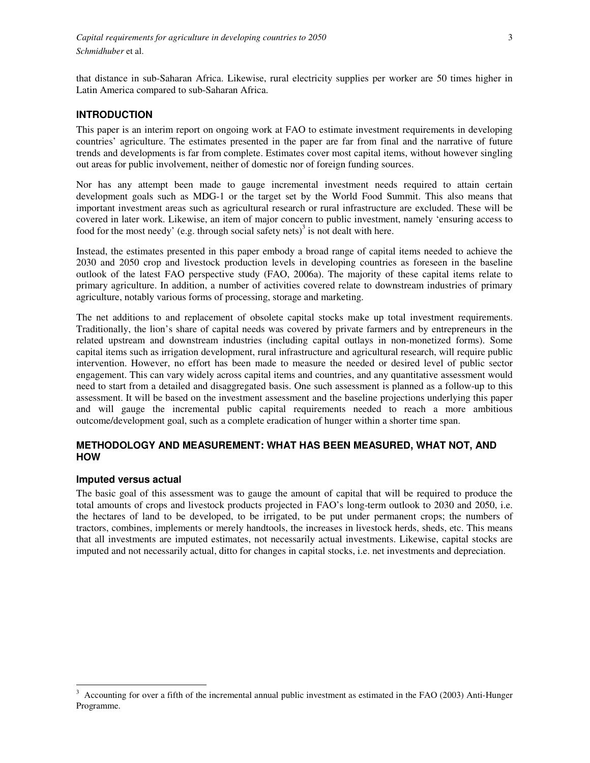that distance in sub-Saharan Africa. Likewise, rural electricity supplies per worker are 50 times higher in Latin America compared to sub-Saharan Africa.

## INTRODUCTION

This paper is an interim report on ongoing work at FAO to estimate investment requirements in developing countries' agriculture. The estimates presented in the paper are far from final and the narrative of future trends and developments is far from complete. Estimates cover most capital items, without however singling out areas for public involvement, neither of domestic nor of foreign funding sources.

Nor has any attempt been made to gauge incremental investment needs required to attain certain development goals such as MDG-1 or the target set by the World Food Summit. This also means that important investment areas such as agricultural research or rural infrastructure are excluded. These will be covered in later work. Likewise, an item of major concern to public investment, namely 'ensuring access to food for the most needy' (e.g. through social safety nets)[3] is not dealt with here.

Instead, the estimates presented in this paper embody a broad range of capital items needed to achieve the 2030 and 2050 crop and livestock production levels in developing countries as foreseen in the baseline outlook of the latest FAO perspective study (FAO, 2006a). The majority of these capital items relate to primary agriculture. In addition, a number of activities covered relate to downstream industries of primary agriculture, notably various forms of processing, storage and marketing.

The net additions to and replacement of obsolete capital stocks make up total investment requirements. Traditionally, the lion's share of capital needs was covered by private farmers and by entrepreneurs in the related upstream and downstream industries (including capital outlays in non-monetized forms). Some capital items such as irrigation development, rural infrastructure and agricultural research, will require public intervention. However, no effort has been made to measure the needed or desired level of public sector engagement. This can vary widely across capital items and countries, and any quantitative assessment would need to start from a detailed and disaggregated basis. One such assessment is planned as a follow-up to this assessment. It will be based on the investment assessment and the baseline projections underlying this paper and will gauge the incremental public capital requirements needed to reach a more ambitious outcome/development goal, such as a complete eradication of hunger within a shorter time span.

## METHODOLOGY AND MEASUREMENT: WHAT HAS BEEN MEASURED, WHAT NOT, AND HOW

### Imputed versus actual

The basic goal of this assessment was to gauge the amount of capital that will be required to produce the total amounts of crops and livestock products projected in FAO's long-term outlook to 2030 and 2050, i.e. the hectares of land to be developed, to be irrigated, to be put under permanent crops; the numbers of tractors, combines, implements or merely handtools, the increases in livestock herds, sheds, etc. This means that all investments are imputed estimates, not necessarily actual investments. Likewise, capital stocks are imputed and not necessarily actual, ditto for changes in capital stocks, i.e. net investments and depreciation.

---

[3] Accounting for over a fifth of the incremental annual public investment as estimated in the FAO (2003) Anti-Hunger Programme.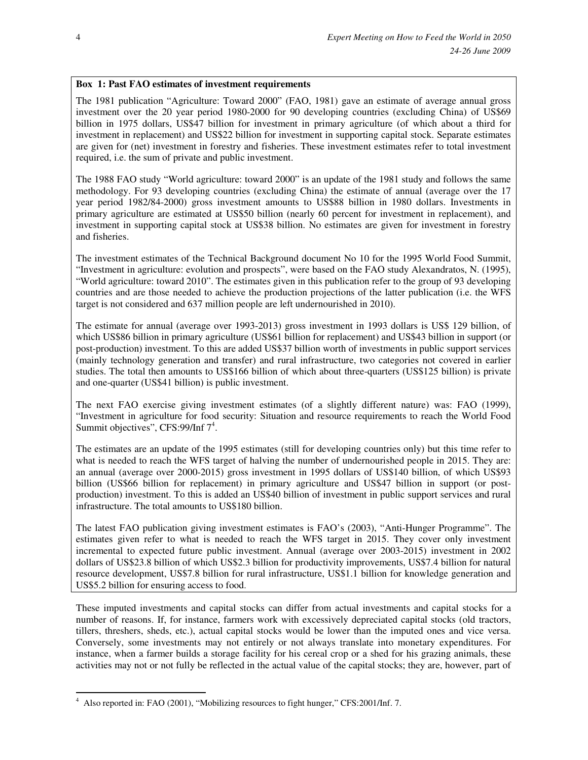**Box 1: Past FAO estimates of investment requirements**

The 1981 publication "Agriculture: Toward 2000" (FAO, 1981) gave an estimate of average annual gross investment over the 20 year period 1980-2000 for 90 developing countries (excluding China) of US$69 billion in 1975 dollars, US$47 billion for investment in primary agriculture (of which about a third for investment in replacement) and US$22 billion for investment in supporting capital stock. Separate estimates are given for (net) investment in forestry and fisheries. These investment estimates refer to total investment required, i.e. the sum of private and public investment.

The 1988 FAO study "World agriculture: toward 2000" is an update of the 1981 study and follows the same methodology. For 93 developing countries (excluding China) the estimate of annual (average over the 17 year period 1982/84-2000) gross investment amounts to US$88 billion in 1980 dollars. Investments in primary agriculture are estimated at US$50 billion (nearly 60 percent for investment in replacement), and investment in supporting capital stock at US$38 billion. No estimates are given for investment in forestry and fisheries.

The investment estimates of the Technical Background document No 10 for the 1995 World Food Summit, "Investment in agriculture: evolution and prospects", were based on the FAO study Alexandratos, N. (1995), "World agriculture: toward 2010". The estimates given in this publication refer to the group of 93 developing countries and are those needed to achieve the production projections of the latter publication (i.e. the WFS target is not considered and 637 million people are left undernourished in 2010).

The estimate for annual (average over 1993-2013) gross investment in 1993 dollars is US$ 129 billion, of which US$86 billion in primary agriculture (US$61 billion for replacement) and US$43 billion in support (or post-production) investment. To this are added US$37 billion worth of investments in public support services (mainly technology generation and transfer) and rural infrastructure, two categories not covered in earlier studies. The total then amounts to US$166 billion of which about three-quarters (US$125 billion) is private and one-quarter (US$41 billion) is public investment.

The next FAO exercise giving investment estimates (of a slightly different nature) was: FAO (1999), "Investment in agriculture for food security: Situation and resource requirements to reach the World Food Summit objectives", CFS:99/Inf 7[4].

The estimates are an update of the 1995 estimates (still for developing countries only) but this time refer to what is needed to reach the WFS target of halving the number of undernourished people in 2015. They are: an annual (average over 2000-2015) gross investment in 1995 dollars of US$140 billion, of which US$93 billion (US$66 billion for replacement) in primary agriculture and US$47 billion in support (or post-production) investment. To this is added an US$40 billion of investment in public support services and rural infrastructure. The total amounts to US$180 billion.

The latest FAO publication giving investment estimates is FAO's (2003), "Anti-Hunger Programme". The estimates given refer to what is needed to reach the WFS target in 2015. They cover only investment incremental to expected future public investment. Annual (average over 2003-2015) investment in 2002 dollars of US$23.8 billion of which US$2.3 billion for productivity improvements, US$7.4 billion for natural resource development, US$7.8 billion for rural infrastructure, US$1.1 billion for knowledge generation and US$5.2 billion for ensuring access to food.

These imputed investments and capital stocks can differ from actual investments and capital stocks for a number of reasons. If, for instance, farmers work with excessively depreciated capital stocks (old tractors, tillers, threshers, sheds, etc.), actual capital stocks would be lower than the imputed ones and vice versa. Conversely, some investments may not entirely or not always translate into monetary expenditures. For instance, when a farmer builds a storage facility for his cereal crop or a shed for his grazing animals, these activities may not or not fully be reflected in the actual value of the capital stocks; they are, however, part of

---

[4] Also reported in: FAO (2001), "Mobilizing resources to fight hunger," CFS:2001/Inf. 7.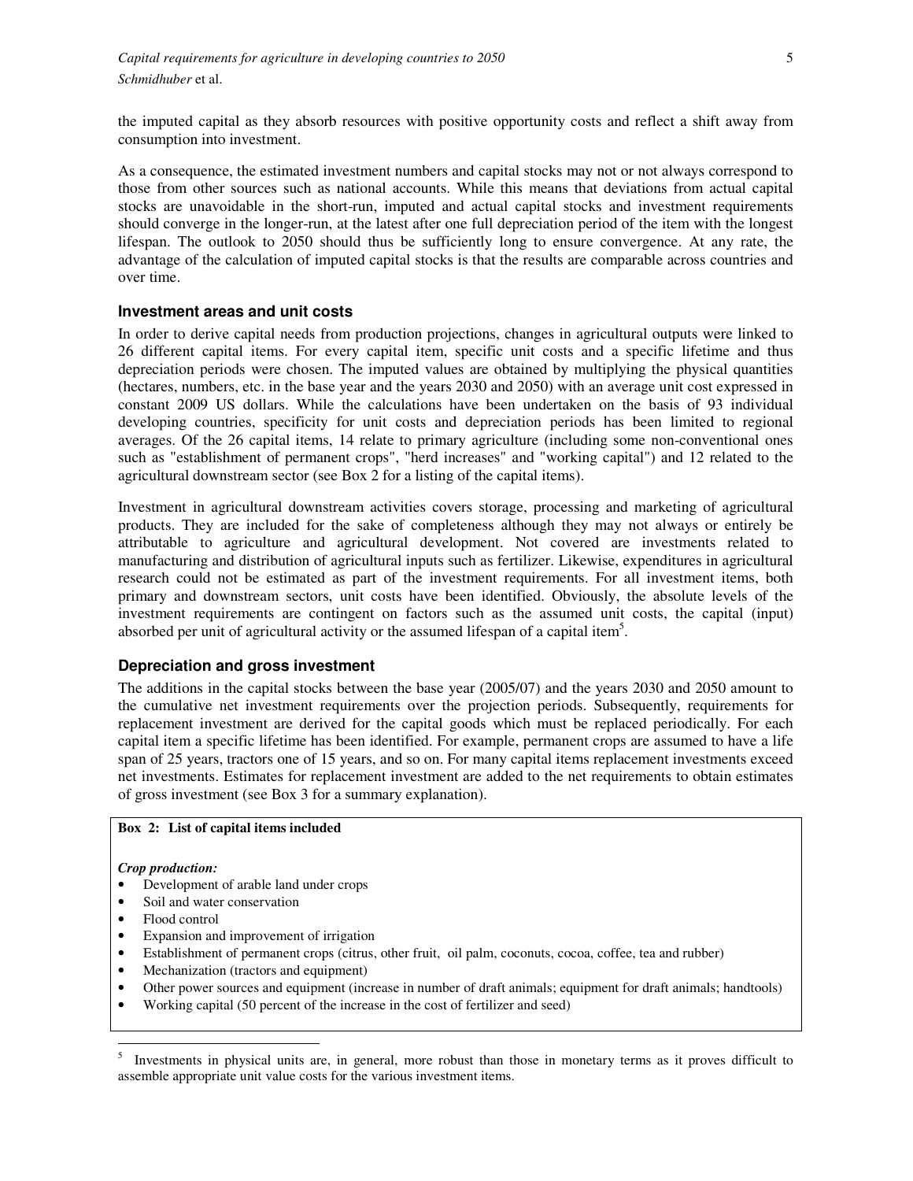the imputed capital as they absorb resources with positive opportunity costs and reflect a shift away from consumption into investment.

As a consequence, the estimated investment numbers and capital stocks may not or not always correspond to those from other sources such as national accounts. While this means that deviations from actual capital stocks are unavoidable in the short-run, imputed and actual capital stocks and investment requirements should converge in the longer-run, at the latest after one full depreciation period of the item with the longest lifespan. The outlook to 2050 should thus be sufficiently long to ensure convergence. At any rate, the advantage of the calculation of imputed capital stocks is that the results are comparable across countries and over time.

### Investment areas and unit costs

In order to derive capital needs from production projections, changes in agricultural outputs were linked to 26 different capital items. For every capital item, specific unit costs and a specific lifetime and thus depreciation periods were chosen. The imputed values are obtained by multiplying the physical quantities (hectares, numbers, etc. in the base year and the years 2030 and 2050) with an average unit cost expressed in constant 2009 US dollars. While the calculations have been undertaken on the basis of 93 individual developing countries, specificity for unit costs and depreciation periods has been limited to regional averages. Of the 26 capital items, 14 relate to primary agriculture (including some non-conventional ones such as "establishment of permanent crops", "herd increases" and "working capital") and 12 related to the agricultural downstream sector (see Box 2 for a listing of the capital items).

Investment in agricultural downstream activities covers storage, processing and marketing of agricultural products. They are included for the sake of completeness although they may not always or entirely be attributable to agriculture and agricultural development. Not covered are investments related to manufacturing and distribution of agricultural inputs such as fertilizer. Likewise, expenditures in agricultural research could not be estimated as part of the investment requirements. For all investment items, both primary and downstream sectors, unit costs have been identified. Obviously, the absolute levels of the investment requirements are contingent on factors such as the assumed unit costs, the capital (input) absorbed per unit of agricultural activity or the assumed lifespan of a capital item[5].

### Depreciation and gross investment

The additions in the capital stocks between the base year (2005/07) and the years 2030 and 2050 amount to the cumulative net investment requirements over the projection periods. Subsequently, requirements for replacement investment are derived for the capital goods which must be replaced periodically. For each capital item a specific lifetime has been identified. For example, permanent crops are assumed to have a life span of 25 years, tractors one of 15 years, and so on. For many capital items replacement investments exceed net investments. Estimates for replacement investment are added to the net requirements to obtain estimates of gross investment (see Box 3 for a summary explanation).

**Box 2: List of capital items included**

***Crop production:***

- Development of arable land under crops
- Soil and water conservation
- Flood control
- Expansion and improvement of irrigation
- Establishment of permanent crops (citrus, other fruit, oil palm, coconuts, cocoa, coffee, tea and rubber)
- Mechanization (tractors and equipment)
- Other power sources and equipment (increase in number of draft animals; equipment for draft animals; handtools)
- Working capital (50 percent of the increase in the cost of fertilizer and seed)

[5] Investments in physical units are, in general, more robust than those in monetary terms as it proves difficult to assemble appropriate unit value costs for the various investment items.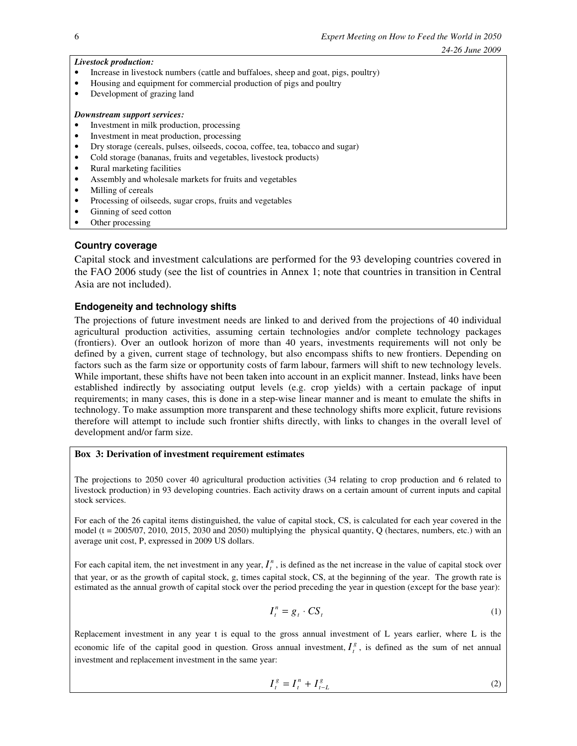***Livestock production:***

- Increase in livestock numbers (cattle and buffaloes, sheep and goat, pigs, poultry)
- Housing and equipment for commercial production of pigs and poultry
- Development of grazing land

***Downstream support services:***

- Investment in milk production, processing
- Investment in meat production, processing
- Dry storage (cereals, pulses, oilseeds, cocoa, coffee, tea, tobacco and sugar)
- Cold storage (bananas, fruits and vegetables, livestock products)
- Rural marketing facilities
- Assembly and wholesale markets for fruits and vegetables
- Milling of cereals
- Processing of oilseeds, sugar crops, fruits and vegetables
- Ginning of seed cotton
- Other processing

### Country coverage

Capital stock and investment calculations are performed for the 93 developing countries covered in the FAO 2006 study (see the list of countries in Annex 1; note that countries in transition in Central Asia are not included).

### Endogeneity and technology shifts

The projections of future investment needs are linked to and derived from the projections of 40 individual agricultural production activities, assuming certain technologies and/or complete technology packages (frontiers). Over an outlook horizon of more than 40 years, investments requirements will not only be defined by a given, current stage of technology, but also encompass shifts to new frontiers. Depending on factors such as the farm size or opportunity costs of farm labour, farmers will shift to new technology levels. While important, these shifts have not been taken into account in an explicit manner. Instead, links have been established indirectly by associating output levels (e.g. crop yields) with a certain package of input requirements; in many cases, this is done in a step-wise linear manner and is meant to emulate the shifts in technology. To make assumption more transparent and these technology shifts more explicit, future revisions therefore will attempt to include such frontier shifts directly, with links to changes in the overall level of development and/or farm size.

**Box 3: Derivation of investment requirement estimates**

The projections to 2050 cover 40 agricultural production activities (34 relating to crop production and 6 related to livestock production) in 93 developing countries. Each activity draws on a certain amount of current inputs and capital stock services.

For each of the 26 capital items distinguished, the value of capital stock, CS, is calculated for each year covered in the model (t = 2005/07, 2010, 2015, 2030 and 2050) multiplying the physical quantity, Q (hectares, numbers, etc.) with an average unit cost, P, expressed in 2009 US dollars.

For each capital item, the net investment in any year, $I_t^n$, is defined as the net increase in the value of capital stock over that year, or as the growth of capital stock, g, times capital stock, CS, at the beginning of the year. The growth rate is estimated as the annual growth of capital stock over the period preceding the year in question (except for the base year):

$$I_t^n = g_t \cdot CS_t \tag{1}$$

Replacement investment in any year t is equal to the gross annual investment of L years earlier, where L is the economic life of the capital good in question. Gross annual investment, $I_t^g$, is defined as the sum of net annual investment and replacement investment in the same year:

$$I_t^g = I_t^n + I_{t-L}^g \tag{2}$$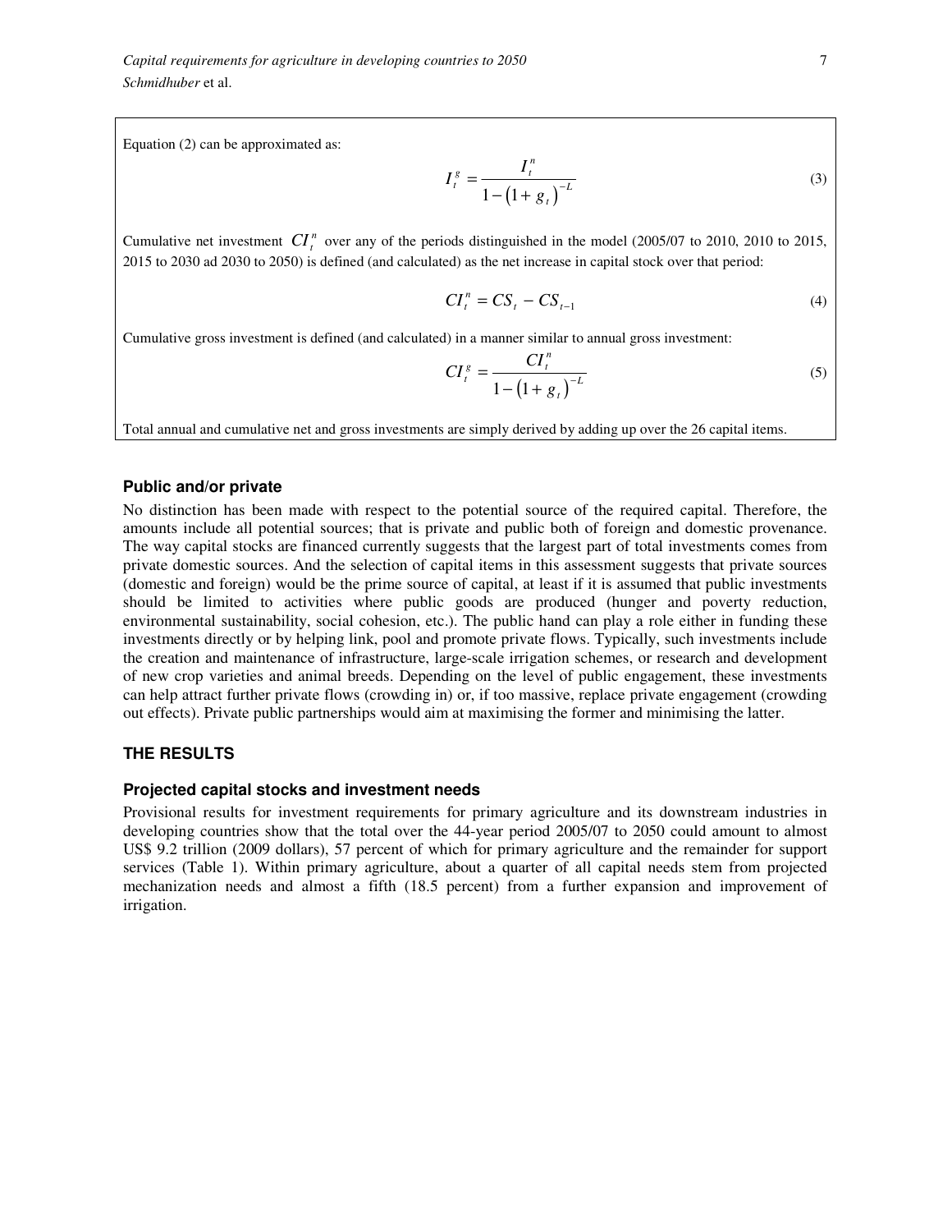Equation (2) can be approximated as:

$$I_t^g = \frac{I_t^n}{1-\left(1+g_t\right)^{-L}} \tag{3}$$

Cumulative net investment $CI_t^n$ over any of the periods distinguished in the model (2005/07 to 2010, 2010 to 2015, 2015 to 2030 ad 2030 to 2050) is defined (and calculated) as the net increase in capital stock over that period:

$$CI_t^n = CS_t - CS_{t-1} \tag{4}$$

Cumulative gross investment is defined (and calculated) in a manner similar to annual gross investment:

$$CI_t^g = \frac{CI_t^n}{1-\left(1+g_t\right)^{-L}} \tag{5}$$

Total annual and cumulative net and gross investments are simply derived by adding up over the 26 capital items.

### Public and/or private

No distinction has been made with respect to the potential source of the required capital. Therefore, the amounts include all potential sources; that is private and public both of foreign and domestic provenance. The way capital stocks are financed currently suggests that the largest part of total investments comes from private domestic sources. And the selection of capital items in this assessment suggests that private sources (domestic and foreign) would be the prime source of capital, at least if it is assumed that public investments should be limited to activities where public goods are produced (hunger and poverty reduction, environmental sustainability, social cohesion, etc.). The public hand can play a role either in funding these investments directly or by helping link, pool and promote private flows. Typically, such investments include the creation and maintenance of infrastructure, large-scale irrigation schemes, or research and development of new crop varieties and animal breeds. Depending on the level of public engagement, these investments can help attract further private flows (crowding in) or, if too massive, replace private engagement (crowding out effects). Private public partnerships would aim at maximising the former and minimising the latter.

## THE RESULTS

### Projected capital stocks and investment needs

Provisional results for investment requirements for primary agriculture and its downstream industries in developing countries show that the total over the 44-year period 2005/07 to 2050 could amount to almost US$ 9.2 trillion (2009 dollars), 57 percent of which for primary agriculture and the remainder for support services (Table 1). Within primary agriculture, about a quarter of all capital needs stem from projected mechanization needs and almost a fifth (18.5 percent) from a further expansion and improvement of irrigation.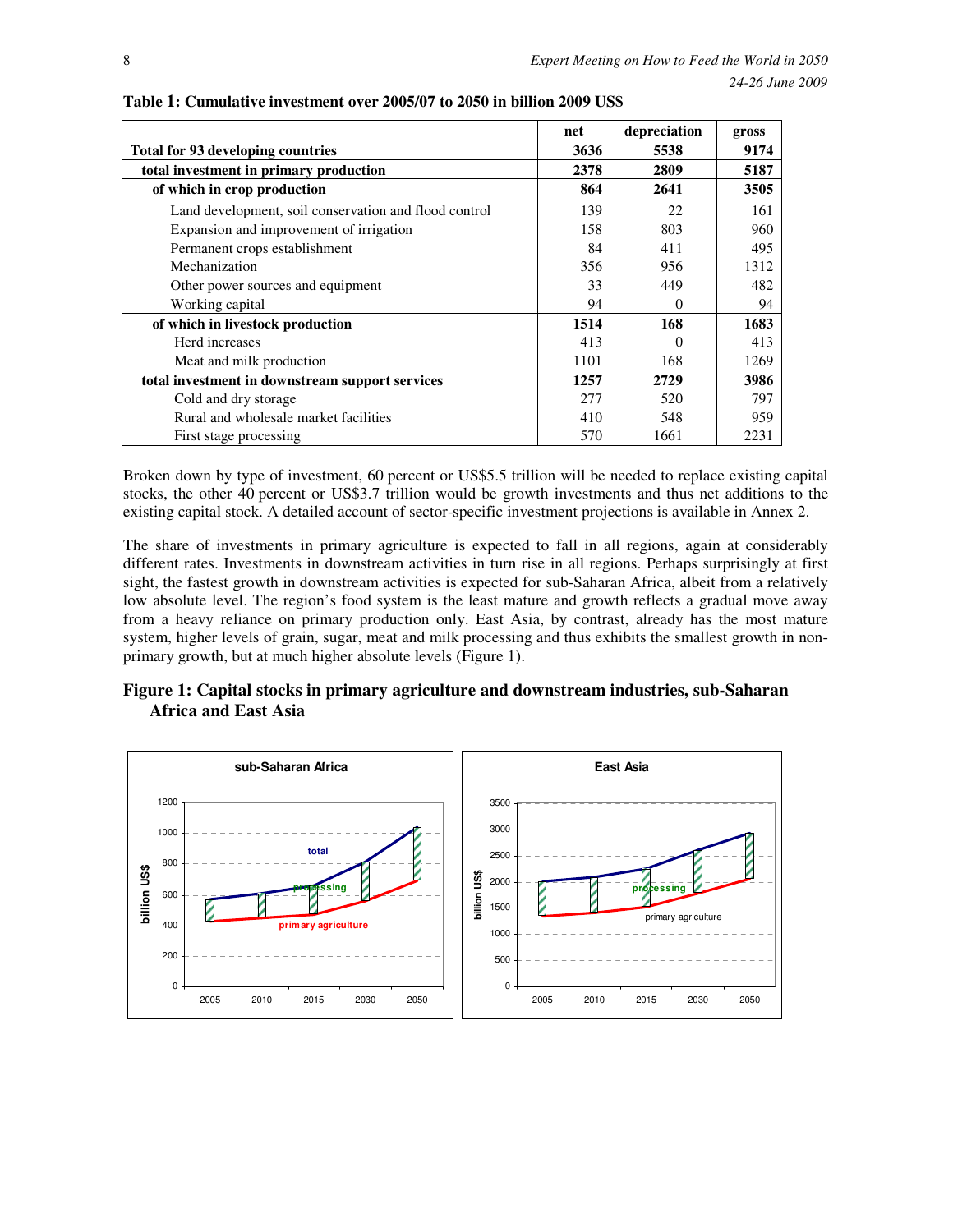**Table 1: Cumulative investment over 2005/07 to 2050 in billion 2009 US$**

| | net | depreciation | gross |
|---|---|---|---|
| **Total for 93 developing countries** | **3636** | **5538** | **9174** |
| **total investment in primary production** | **2378** | **2809** | **5187** |
| **of which in crop production** | **864** | **2641** | **3505** |
| Land development, soil conservation and flood control | 139 | 22 | 161 |
| Expansion and improvement of irrigation | 158 | 803 | 960 |
| Permanent crops establishment | 84 | 411 | 495 |
| Mechanization | 356 | 956 | 1312 |
| Other power sources and equipment | 33 | 449 | 482 |
| Working capital | 94 | 0 | 94 |
| **of which in livestock production** | **1514** | **168** | **1683** |
| Herd increases | 413 | 0 | 413 |
| Meat and milk production | 1101 | 168 | 1269 |
| **total investment in downstream support services** | **1257** | **2729** | **3986** |
| Cold and dry storage | 277 | 520 | 797 |
| Rural and wholesale market facilities | 410 | 548 | 959 |
| First stage processing | 570 | 1661 | 2231 |

Broken down by type of investment, 60 percent or US$5.5 trillion will be needed to replace existing capital stocks, the other 40 percent or US$3.7 trillion would be growth investments and thus net additions to the existing capital stock. A detailed account of sector-specific investment projections is available in Annex 2.

The share of investments in primary agriculture is expected to fall in all regions, again at considerably different rates. Investments in downstream activities in turn rise in all regions. Perhaps surprisingly at first sight, the fastest growth in downstream activities is expected for sub-Saharan Africa, albeit from a relatively low absolute level. The region's food system is the least mature and growth reflects a gradual move away from a heavy reliance on primary production only. East Asia, by contrast, already has the most mature system, higher levels of grain, sugar, meat and milk processing and thus exhibits the smallest growth in non-primary growth, but at much higher absolute levels (Figure 1).

**Figure 1: Capital stocks in primary agriculture and downstream industries, sub-Saharan Africa and East Asia**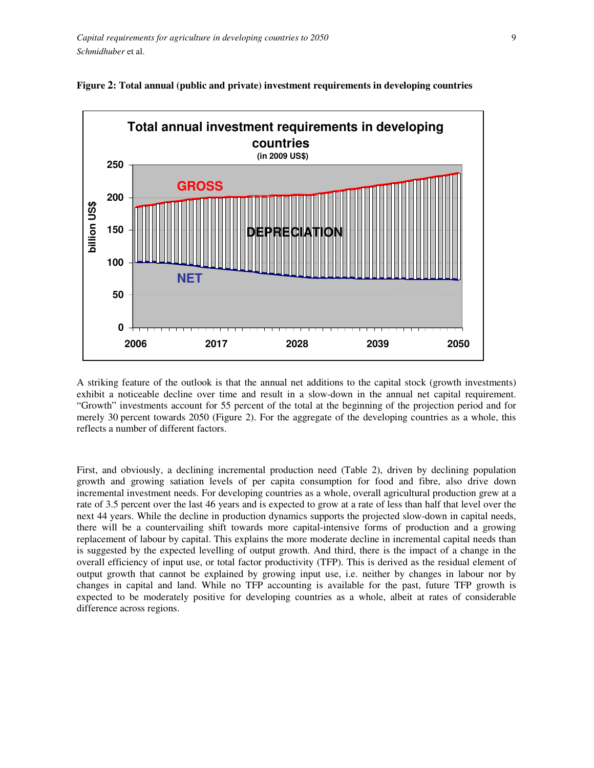**Figure 2: Total annual (public and private) investment requirements in developing countries**

A striking feature of the outlook is that the annual net additions to the capital stock (growth investments) exhibit a noticeable decline over time and result in a slow-down in the annual net capital requirement. "Growth" investments account for 55 percent of the total at the beginning of the projection period and for merely 30 percent towards 2050 (Figure 2). For the aggregate of the developing countries as a whole, this reflects a number of different factors.

First, and obviously, a declining incremental production need (Table 2), driven by declining population growth and growing satiation levels of per capita consumption for food and fibre, also drive down incremental investment needs. For developing countries as a whole, overall agricultural production grew at a rate of 3.5 percent over the last 46 years and is expected to grow at a rate of less than half that level over the next 44 years. While the decline in production dynamics supports the projected slow-down in capital needs, there will be a countervailing shift towards more capital-intensive forms of production and a growing replacement of labour by capital. This explains the more moderate decline in incremental capital needs than is suggested by the expected levelling of output growth. And third, there is the impact of a change in the overall efficiency of input use, or total factor productivity (TFP). This is derived as the residual element of output growth that cannot be explained by growing input use, i.e. neither by changes in labour nor by changes in capital and land. While no TFP accounting is available for the past, future TFP growth is expected to be moderately positive for developing countries as a whole, albeit at rates of considerable difference across regions.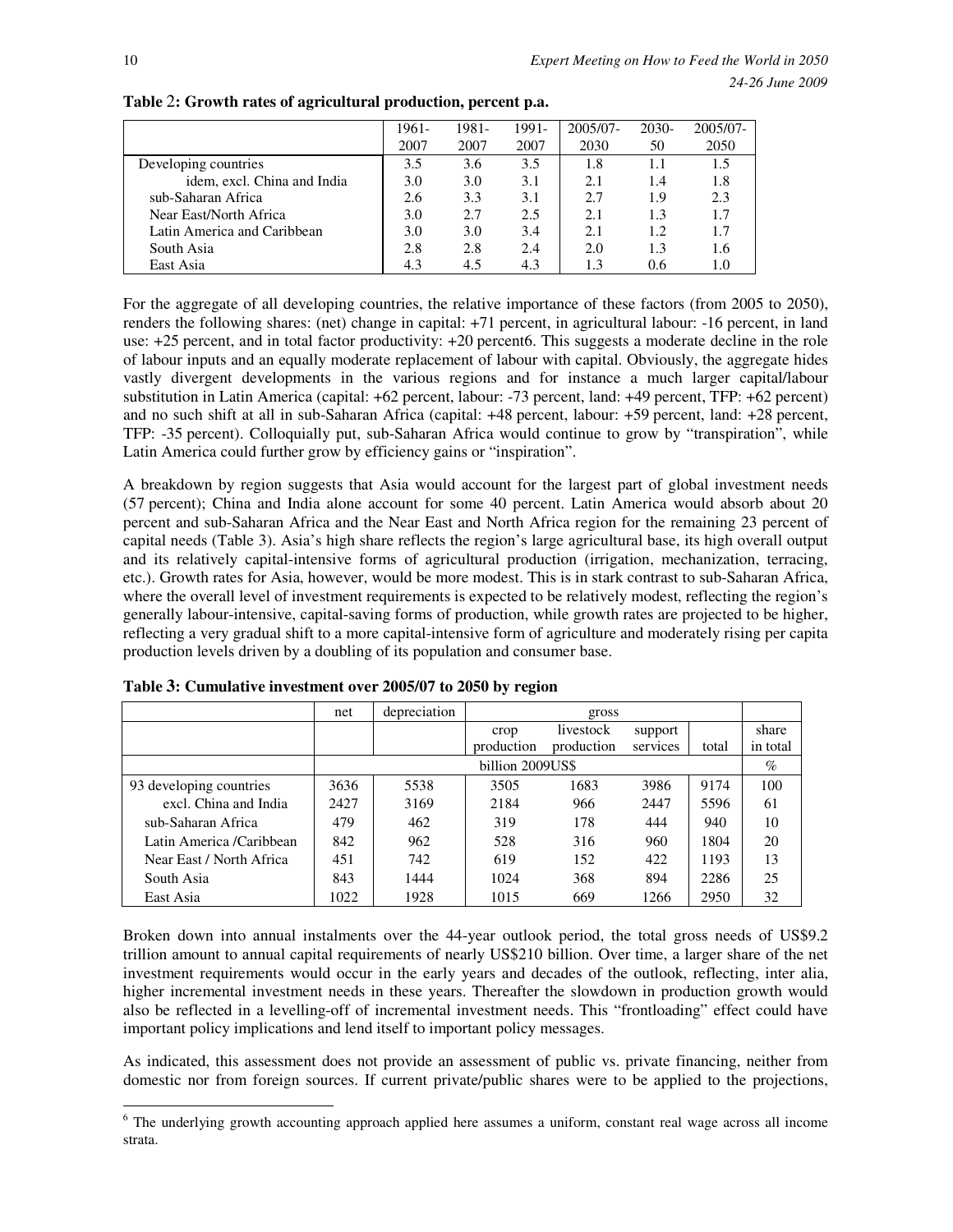**Table 2: Growth rates of agricultural production, percent p.a.**

| | 1961-2007 | 1981-2007 | 1991-2007 | 2005/07-2030 | 2030-50 | 2005/07-2050 |
|---|---|---|---|---|---|---|
| Developing countries | 3.5 | 3.6 | 3.5 | 1.8 | 1.1 | 1.5 |
| idem, excl. China and India | 3.0 | 3.0 | 3.1 | 2.1 | 1.4 | 1.8 |
| sub-Saharan Africa | 2.6 | 3.3 | 3.1 | 2.7 | 1.9 | 2.3 |
| Near East/North Africa | 3.0 | 2.7 | 2.5 | 2.1 | 1.3 | 1.7 |
| Latin America and Caribbean | 3.0 | 3.0 | 3.4 | 2.1 | 1.2 | 1.7 |
| South Asia | 2.8 | 2.8 | 2.4 | 2.0 | 1.3 | 1.6 |
| East Asia | 4.3 | 4.5 | 4.3 | 1.3 | 0.6 | 1.0 |

For the aggregate of all developing countries, the relative importance of these factors (from 2005 to 2050), renders the following shares: (net) change in capital: +71 percent, in agricultural labour: -16 percent, in land use: +25 percent, and in total factor productivity: +20 percent[6]. This suggests a moderate decline in the role of labour inputs and an equally moderate replacement of labour with capital. Obviously, the aggregate hides vastly divergent developments in the various regions and for instance a much larger capital/labour substitution in Latin America (capital: +62 percent, labour: -73 percent, land: +49 percent, TFP: +62 percent) and no such shift at all in sub-Saharan Africa (capital: +48 percent, labour: +59 percent, land: +28 percent, TFP: -35 percent). Colloquially put, sub-Saharan Africa would continue to grow by "transpiration", while Latin America could further grow by efficiency gains or "inspiration".

A breakdown by region suggests that Asia would account for the largest part of global investment needs (57 percent); China and India alone account for some 40 percent. Latin America would absorb about 20 percent and sub-Saharan Africa and the Near East and North Africa region for the remaining 23 percent of capital needs (Table 3). Asia's high share reflects the region's large agricultural base, its high overall output and its relatively capital-intensive forms of agricultural production (irrigation, mechanization, terracing, etc.). Growth rates for Asia, however, would be more modest. This is in stark contrast to sub-Saharan Africa, where the overall level of investment requirements is expected to be relatively modest, reflecting the region's generally labour-intensive, capital-saving forms of production, while growth rates are projected to be higher, reflecting a very gradual shift to a more capital-intensive form of agriculture and moderately rising per capita production levels driven by a doubling of its population and consumer base.

**Table 3: Cumulative investment over 2005/07 to 2050 by region**

| | net | depreciation | gross | | | | |
|---|---|---|---|---|---|---|---|
| | | | crop production | livestock production | support services | total | share in total |
| | billion 2009US$ | | | | | | % |
| 93 developing countries | 3636 | 5538 | 3505 | 1683 | 3986 | 9174 | 100 |
| excl. China and India | 2427 | 3169 | 2184 | 966 | 2447 | 5596 | 61 |
| sub-Saharan Africa | 479 | 462 | 319 | 178 | 444 | 940 | 10 |
| Latin America /Caribbean | 842 | 962 | 528 | 316 | 960 | 1804 | 20 |
| Near East / North Africa | 451 | 742 | 619 | 152 | 422 | 1193 | 13 |
| South Asia | 843 | 1444 | 1024 | 368 | 894 | 2286 | 25 |
| East Asia | 1022 | 1928 | 1015 | 669 | 1266 | 2950 | 32 |

Broken down into annual instalments over the 44-year outlook period, the total gross needs of US$9.2 trillion amount to annual capital requirements of nearly US$210 billion. Over time, a larger share of the net investment requirements would occur in the early years and decades of the outlook, reflecting, inter alia, higher incremental investment needs in these years. Thereafter the slowdown in production growth would also be reflected in a levelling-off of incremental investment needs. This "frontloading" effect could have important policy implications and lend itself to important policy messages.

As indicated, this assessment does not provide an assessment of public vs. private financing, neither from domestic nor from foreign sources. If current private/public shares were to be applied to the projections,

---

[6] The underlying growth accounting approach applied here assumes a uniform, constant real wage across all income strata.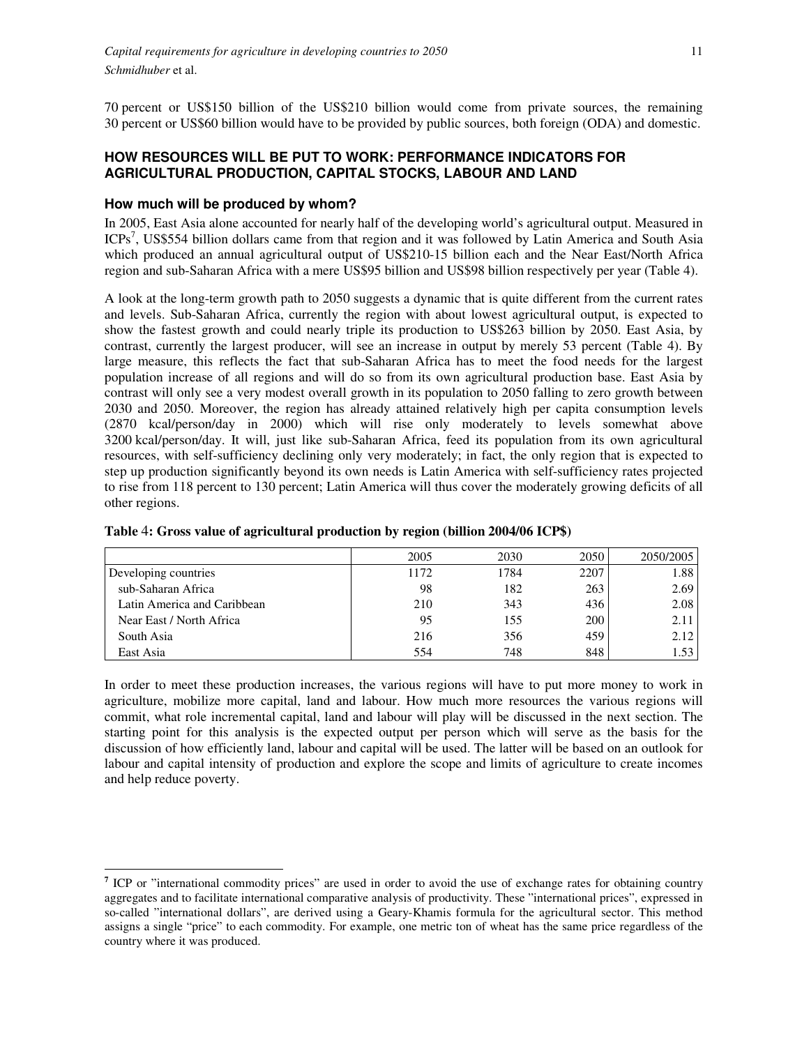70 percent or US$150 billion of the US$210 billion would come from private sources, the remaining 30 percent or US$60 billion would have to be provided by public sources, both foreign (ODA) and domestic.

## HOW RESOURCES WILL BE PUT TO WORK: PERFORMANCE INDICATORS FOR AGRICULTURAL PRODUCTION, CAPITAL STOCKS, LABOUR AND LAND

### How much will be produced by whom?

In 2005, East Asia alone accounted for nearly half of the developing world's agricultural output. Measured in ICPs[7], US$554 billion dollars came from that region and it was followed by Latin America and South Asia which produced an annual agricultural output of US$210-15 billion each and the Near East/North Africa region and sub-Saharan Africa with a mere US$95 billion and US$98 billion respectively per year (Table 4).

A look at the long-term growth path to 2050 suggests a dynamic that is quite different from the current rates and levels. Sub-Saharan Africa, currently the region with about lowest agricultural output, is expected to show the fastest growth and could nearly triple its production to US$263 billion by 2050. East Asia, by contrast, currently the largest producer, will see an increase in output by merely 53 percent (Table 4). By large measure, this reflects the fact that sub-Saharan Africa has to meet the food needs for the largest population increase of all regions and will do so from its own agricultural production base. East Asia by contrast will only see a very modest overall growth in its population to 2050 falling to zero growth between 2030 and 2050. Moreover, the region has already attained relatively high per capita consumption levels (2870 kcal/person/day in 2000) which will rise only moderately to levels somewhat above 3200 kcal/person/day. It will, just like sub-Saharan Africa, feed its population from its own agricultural resources, with self-sufficiency declining only very moderately; in fact, the only region that is expected to step up production significantly beyond its own needs is Latin America with self-sufficiency rates projected to rise from 118 percent to 130 percent; Latin America will thus cover the moderately growing deficits of all other regions.

**Table 4: Gross value of agricultural production by region (billion 2004/06 ICP$)**

| | 2005 | 2030 | 2050 | 2050/2005 |
|---|---|---|---|---|
| Developing countries | 1172 | 1784 | 2207 | 1.88 |
| sub-Saharan Africa | 98 | 182 | 263 | 2.69 |
| Latin America and Caribbean | 210 | 343 | 436 | 2.08 |
| Near East / North Africa | 95 | 155 | 200 | 2.11 |
| South Asia | 216 | 356 | 459 | 2.12 |
| East Asia | 554 | 748 | 848 | 1.53 |

In order to meet these production increases, the various regions will have to put more money to work in agriculture, mobilize more capital, land and labour. How much more resources the various regions will commit, what role incremental capital, land and labour will play will be discussed in the next section. The starting point for this analysis is the expected output per person which will serve as the basis for the discussion of how efficiently land, labour and capital will be used. The latter will be based on an outlook for labour and capital intensity of production and explore the scope and limits of agriculture to create incomes and help reduce poverty.

[7] ICP or "international commodity prices" are used in order to avoid the use of exchange rates for obtaining country aggregates and to facilitate international comparative analysis of productivity. These "international prices", expressed in so-called "international dollars", are derived using a Geary-Khamis formula for the agricultural sector. This method assigns a single "price" to each commodity. For example, one metric ton of wheat has the same price regardless of the country where it was produced.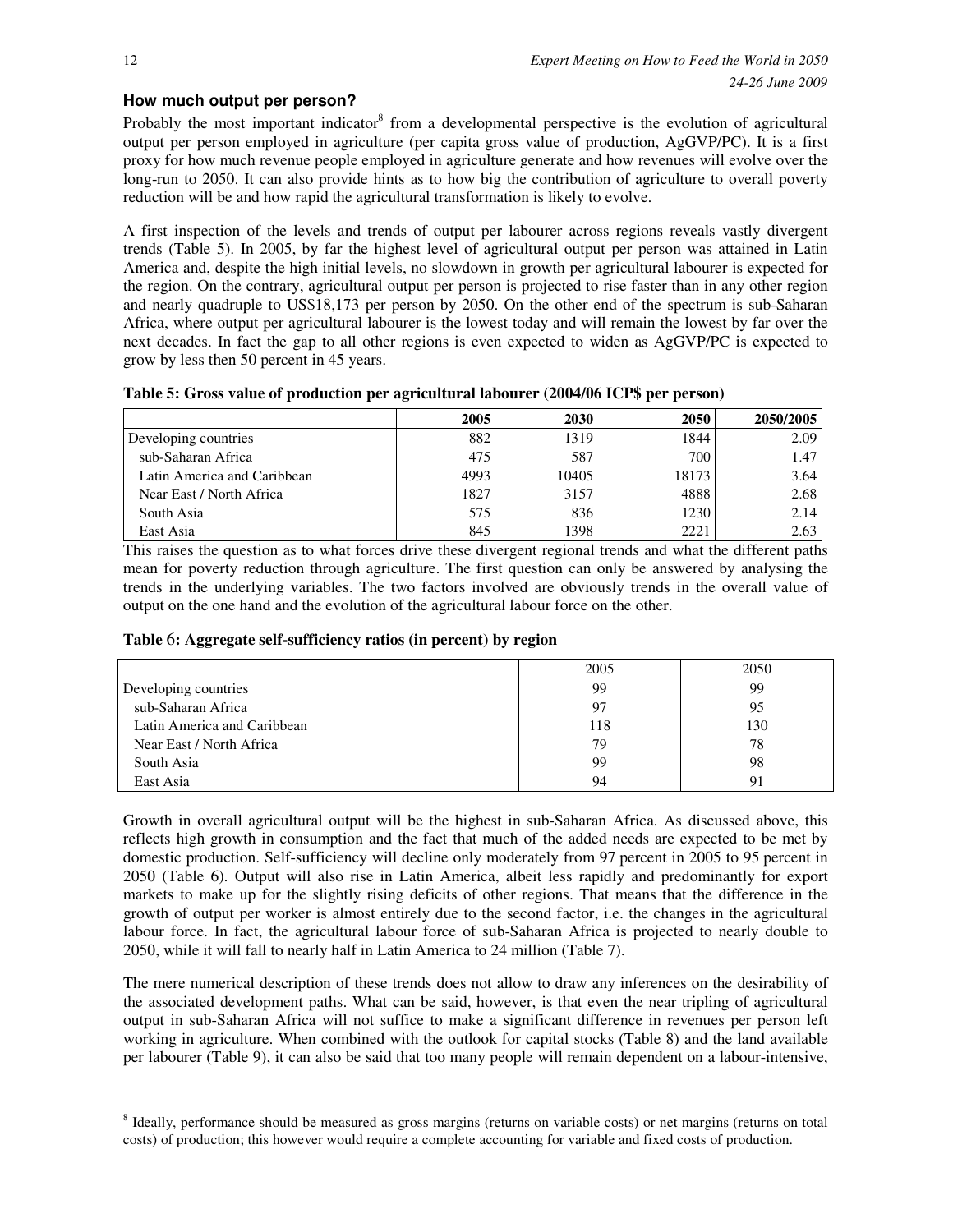### How much output per person?

Probably the most important indicator[8] from a developmental perspective is the evolution of agricultural output per person employed in agriculture (per capita gross value of production, AgGVP/PC). It is a first proxy for how much revenue people employed in agriculture generate and how revenues will evolve over the long-run to 2050. It can also provide hints as to how big the contribution of agriculture to overall poverty reduction will be and how rapid the agricultural transformation is likely to evolve.

A first inspection of the levels and trends of output per labourer across regions reveals vastly divergent trends (Table 5). In 2005, by far the highest level of agricultural output per person was attained in Latin America and, despite the high initial levels, no slowdown in growth per agricultural labourer is expected for the region. On the contrary, agricultural output per person is projected to rise faster than in any other region and nearly quadruple to US$18,173 per person by 2050. On the other end of the spectrum is sub-Saharan Africa, where output per agricultural labourer is the lowest today and will remain the lowest by far over the next decades. In fact the gap to all other regions is even expected to widen as AgGVP/PC is expected to grow by less then 50 percent in 45 years.

**Table 5: Gross value of production per agricultural labourer (2004/06 ICP$ per person)**

| | 2005 | 2030 | 2050 | 2050/2005 |
|---|---|---|---|---|
| Developing countries | 882 | 1319 | 1844 | 2.09 |
| sub-Saharan Africa | 475 | 587 | 700 | 1.47 |
| Latin America and Caribbean | 4993 | 10405 | 18173 | 3.64 |
| Near East / North Africa | 1827 | 3157 | 4888 | 2.68 |
| South Asia | 575 | 836 | 1230 | 2.14 |
| East Asia | 845 | 1398 | 2221 | 2.63 |

This raises the question as to what forces drive these divergent regional trends and what the different paths mean for poverty reduction through agriculture. The first question can only be answered by analysing the trends in the underlying variables. The two factors involved are obviously trends in the overall value of output on the one hand and the evolution of the agricultural labour force on the other.

**Table 6: Aggregate self-sufficiency ratios (in percent) by region**

| | 2005 | 2050 |
|---|---|---|
| Developing countries | 99 | 99 |
| sub-Saharan Africa | 97 | 95 |
| Latin America and Caribbean | 118 | 130 |
| Near East / North Africa | 79 | 78 |
| South Asia | 99 | 98 |
| East Asia | 94 | 91 |

Growth in overall agricultural output will be the highest in sub-Saharan Africa. As discussed above, this reflects high growth in consumption and the fact that much of the added needs are expected to be met by domestic production. Self-sufficiency will decline only moderately from 97 percent in 2005 to 95 percent in 2050 (Table 6). Output will also rise in Latin America, albeit less rapidly and predominantly for export markets to make up for the slightly rising deficits of other regions. That means that the difference in the growth of output per worker is almost entirely due to the second factor, i.e. the changes in the agricultural labour force. In fact, the agricultural labour force of sub-Saharan Africa is projected to nearly double to 2050, while it will fall to nearly half in Latin America to 24 million (Table 7).

The mere numerical description of these trends does not allow to draw any inferences on the desirability of the associated development paths. What can be said, however, is that even the near tripling of agricultural output in sub-Saharan Africa will not suffice to make a significant difference in revenues per person left working in agriculture. When combined with the outlook for capital stocks (Table 8) and the land available per labourer (Table 9), it can also be said that too many people will remain dependent on a labour-intensive,

[8] Ideally, performance should be measured as gross margins (returns on variable costs) or net margins (returns on total costs) of production; this however would require a complete accounting for variable and fixed costs of production.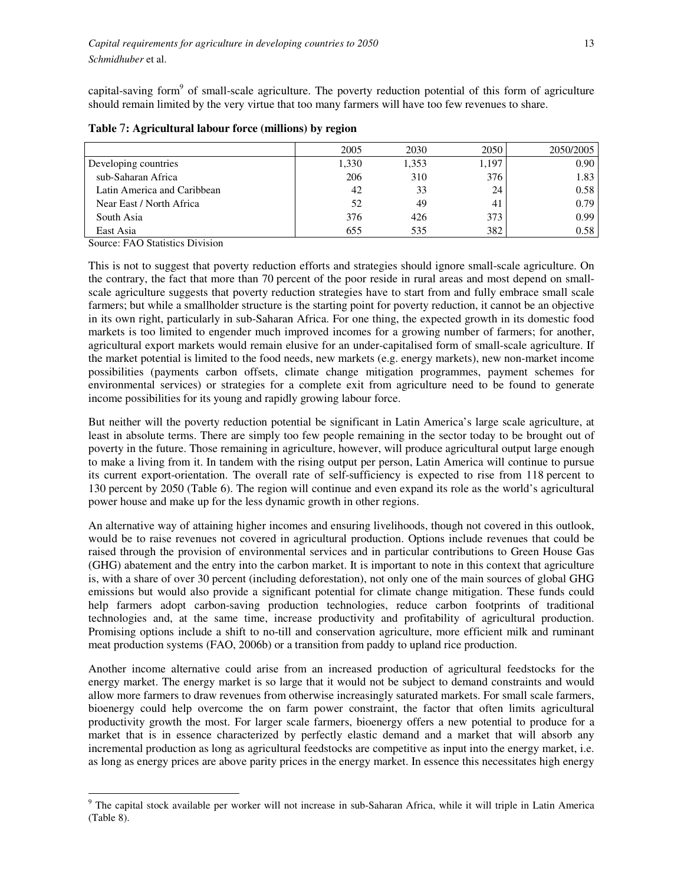capital-saving form[9] of small-scale agriculture. The poverty reduction potential of this form of agriculture should remain limited by the very virtue that too many farmers will have too few revenues to share.

**Table 7: Agricultural labour force (millions) by region**

| | 2005 | 2030 | 2050 | 2050/2005 |
|---|---|---|---|---|
| Developing countries | 1,330 | 1,353 | 1,197 | 0.90 |
| sub-Saharan Africa | 206 | 310 | 376 | 1.83 |
| Latin America and Caribbean | 42 | 33 | 24 | 0.58 |
| Near East / North Africa | 52 | 49 | 41 | 0.79 |
| South Asia | 376 | 426 | 373 | 0.99 |
| East Asia | 655 | 535 | 382 | 0.58 |

Source: FAO Statistics Division

This is not to suggest that poverty reduction efforts and strategies should ignore small-scale agriculture. On the contrary, the fact that more than 70 percent of the poor reside in rural areas and most depend on small-scale agriculture suggests that poverty reduction strategies have to start from and fully embrace small scale farmers; but while a smallholder structure is the starting point for poverty reduction, it cannot be an objective in its own right, particularly in sub-Saharan Africa. For one thing, the expected growth in its domestic food markets is too limited to engender much improved incomes for a growing number of farmers; for another, agricultural export markets would remain elusive for an under-capitalised form of small-scale agriculture. If the market potential is limited to the food needs, new markets (e.g. energy markets), new non-market income possibilities (payments carbon offsets, climate change mitigation programmes, payment schemes for environmental services) or strategies for a complete exit from agriculture need to be found to generate income possibilities for its young and rapidly growing labour force.

But neither will the poverty reduction potential be significant in Latin America's large scale agriculture, at least in absolute terms. There are simply too few people remaining in the sector today to be brought out of poverty in the future. Those remaining in agriculture, however, will produce agricultural output large enough to make a living from it. In tandem with the rising output per person, Latin America will continue to pursue its current export-orientation. The overall rate of self-sufficiency is expected to rise from 118 percent to 130 percent by 2050 (Table 6). The region will continue and even expand its role as the world's agricultural power house and make up for the less dynamic growth in other regions.

An alternative way of attaining higher incomes and ensuring livelihoods, though not covered in this outlook, would be to raise revenues not covered in agricultural production. Options include revenues that could be raised through the provision of environmental services and in particular contributions to Green House Gas (GHG) abatement and the entry into the carbon market. It is important to note in this context that agriculture is, with a share of over 30 percent (including deforestation), not only one of the main sources of global GHG emissions but would also provide a significant potential for climate change mitigation. These funds could help farmers adopt carbon-saving production technologies, reduce carbon footprints of traditional technologies and, at the same time, increase productivity and profitability of agricultural production. Promising options include a shift to no-till and conservation agriculture, more efficient milk and ruminant meat production systems (FAO, 2006b) or a transition from paddy to upland rice production.

Another income alternative could arise from an increased production of agricultural feedstocks for the energy market. The energy market is so large that it would not be subject to demand constraints and would allow more farmers to draw revenues from otherwise increasingly saturated markets. For small scale farmers, bioenergy could help overcome the on farm power constraint, the factor that often limits agricultural productivity growth the most. For larger scale farmers, bioenergy offers a new potential to produce for a market that is in essence characterized by perfectly elastic demand and a market that will absorb any incremental production as long as agricultural feedstocks are competitive as input into the energy market, i.e. as long as energy prices are above parity prices in the energy market. In essence this necessitates high energy

[9] The capital stock available per worker will not increase in sub-Saharan Africa, while it will triple in Latin America (Table 8).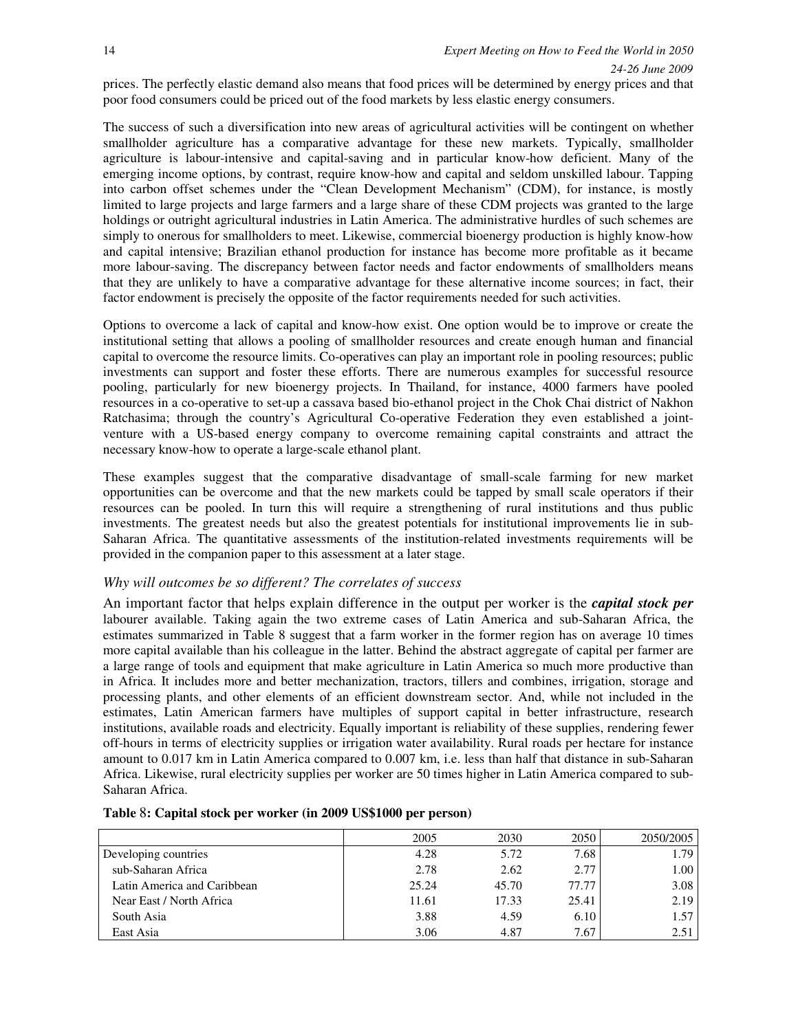prices. The perfectly elastic demand also means that food prices will be determined by energy prices and that poor food consumers could be priced out of the food markets by less elastic energy consumers.

The success of such a diversification into new areas of agricultural activities will be contingent on whether smallholder agriculture has a comparative advantage for these new markets. Typically, smallholder agriculture is labour-intensive and capital-saving and in particular know-how deficient. Many of the emerging income options, by contrast, require know-how and capital and seldom unskilled labour. Tapping into carbon offset schemes under the "Clean Development Mechanism" (CDM), for instance, is mostly limited to large projects and large farmers and a large share of these CDM projects was granted to the large holdings or outright agricultural industries in Latin America. The administrative hurdles of such schemes are simply to onerous for smallholders to meet. Likewise, commercial bioenergy production is highly know-how and capital intensive; Brazilian ethanol production for instance has become more profitable as it became more labour-saving. The discrepancy between factor needs and factor endowments of smallholders means that they are unlikely to have a comparative advantage for these alternative income sources; in fact, their factor endowment is precisely the opposite of the factor requirements needed for such activities.

Options to overcome a lack of capital and know-how exist. One option would be to improve or create the institutional setting that allows a pooling of smallholder resources and create enough human and financial capital to overcome the resource limits. Co-operatives can play an important role in pooling resources; public investments can support and foster these efforts. There are numerous examples for successful resource pooling, particularly for new bioenergy projects. In Thailand, for instance, 4000 farmers have pooled resources in a co-operative to set-up a cassava based bio-ethanol project in the Chok Chai district of Nakhon Ratchasima; through the country's Agricultural Co-operative Federation they even established a joint-venture with a US-based energy company to overcome remaining capital constraints and attract the necessary know-how to operate a large-scale ethanol plant.

These examples suggest that the comparative disadvantage of small-scale farming for new market opportunities can be overcome and that the new markets could be tapped by small scale operators if their resources can be pooled. In turn this will require a strengthening of rural institutions and thus public investments. The greatest needs but also the greatest potentials for institutional improvements lie in sub-Saharan Africa. The quantitative assessments of the institution-related investments requirements will be provided in the companion paper to this assessment at a later stage.

### *Why will outcomes be so different? The correlates of success*

An important factor that helps explain difference in the output per worker is the ***capital stock per*** labourer available. Taking again the two extreme cases of Latin America and sub-Saharan Africa, the estimates summarized in Table 8 suggest that a farm worker in the former region has on average 10 times more capital available than his colleague in the latter. Behind the abstract aggregate of capital per farmer are a large range of tools and equipment that make agriculture in Latin America so much more productive than in Africa. It includes more and better mechanization, tractors, tillers and combines, irrigation, storage and processing plants, and other elements of an efficient downstream sector. And, while not included in the estimates, Latin American farmers have multiples of support capital in better infrastructure, research institutions, available roads and electricity. Equally important is reliability of these supplies, rendering fewer off-hours in terms of electricity supplies or irrigation water availability. Rural roads per hectare for instance amount to 0.017 km in Latin America compared to 0.007 km, i.e. less than half that distance in sub-Saharan Africa. Likewise, rural electricity supplies per worker are 50 times higher in Latin America compared to sub-Saharan Africa.

**Table 8: Capital stock per worker (in 2009 US$1000 per person)**

| | 2005 | 2030 | 2050 | 2050/2005 |
|---|---|---|---|---|
| Developing countries | 4.28 | 5.72 | 7.68 | 1.79 |
| sub-Saharan Africa | 2.78 | 2.62 | 2.77 | 1.00 |
| Latin America and Caribbean | 25.24 | 45.70 | 77.77 | 3.08 |
| Near East / North Africa | 11.61 | 17.33 | 25.41 | 2.19 |
| South Asia | 3.88 | 4.59 | 6.10 | 1.57 |
| East Asia | 3.06 | 4.87 | 7.67 | 2.51 |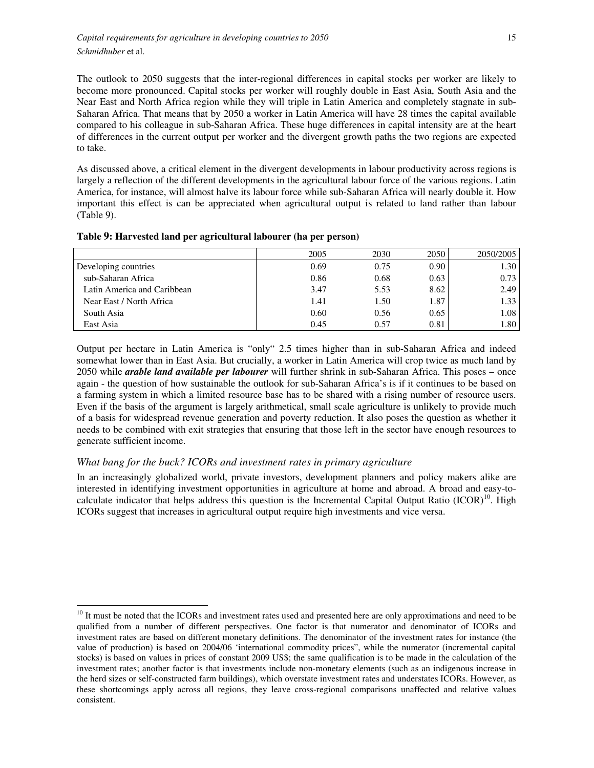The outlook to 2050 suggests that the inter-regional differences in capital stocks per worker are likely to become more pronounced. Capital stocks per worker will roughly double in East Asia, South Asia and the Near East and North Africa region while they will triple in Latin America and completely stagnate in sub-Saharan Africa. That means that by 2050 a worker in Latin America will have 28 times the capital available compared to his colleague in sub-Saharan Africa. These huge differences in capital intensity are at the heart of differences in the current output per worker and the divergent growth paths the two regions are expected to take.

As discussed above, a critical element in the divergent developments in labour productivity across regions is largely a reflection of the different developments in the agricultural labour force of the various regions. Latin America, for instance, will almost halve its labour force while sub-Saharan Africa will nearly double it. How important this effect is can be appreciated when agricultural output is related to land rather than labour (Table 9).

**Table 9: Harvested land per agricultural labourer (ha per person)**

| | 2005 | 2030 | 2050 | 2050/2005 |
|---|---|---|---|---|
| Developing countries | 0.69 | 0.75 | 0.90 | 1.30 |
| sub-Saharan Africa | 0.86 | 0.68 | 0.63 | 0.73 |
| Latin America and Caribbean | 3.47 | 5.53 | 8.62 | 2.49 |
| Near East / North Africa | 1.41 | 1.50 | 1.87 | 1.33 |
| South Asia | 0.60 | 0.56 | 0.65 | 1.08 |
| East Asia | 0.45 | 0.57 | 0.81 | 1.80 |

Output per hectare in Latin America is "only" 2.5 times higher than in sub-Saharan Africa and indeed somewhat lower than in East Asia. But crucially, a worker in Latin America will crop twice as much land by 2050 while ***arable land available per labourer*** will further shrink in sub-Saharan Africa. This poses – once again - the question of how sustainable the outlook for sub-Saharan Africa's is if it continues to be based on a farming system in which a limited resource base has to be shared with a rising number of resource users. Even if the basis of the argument is largely arithmetical, small scale agriculture is unlikely to provide much of a basis for widespread revenue generation and poverty reduction. It also poses the question as whether it needs to be combined with exit strategies that ensuring that those left in the sector have enough resources to generate sufficient income.

### *What bang for the buck? ICORs and investment rates in primary agriculture*

In an increasingly globalized world, private investors, development planners and policy makers alike are interested in identifying investment opportunities in agriculture at home and abroad. A broad and easy-to-calculate indicator that helps address this question is the Incremental Capital Output Ratio (ICOR)[10]. High ICORs suggest that increases in agricultural output require high investments and vice versa.

[10] It must be noted that the ICORs and investment rates used and presented here are only approximations and need to be qualified from a number of different perspectives. One factor is that numerator and denominator of ICORs and investment rates are based on different monetary definitions. The denominator of the investment rates for instance (the value of production) is based on 2004/06 'international commodity prices", while the numerator (incremental capital stocks) is based on values in prices of constant 2009 US$; the same qualification is to be made in the calculation of the investment rates; another factor is that investments include non-monetary elements (such as an indigenous increase in the herd sizes or self-constructed farm buildings), which overstate investment rates and understates ICORs. However, as these shortcomings apply across all regions, they leave cross-regional comparisons unaffected and relative values consistent.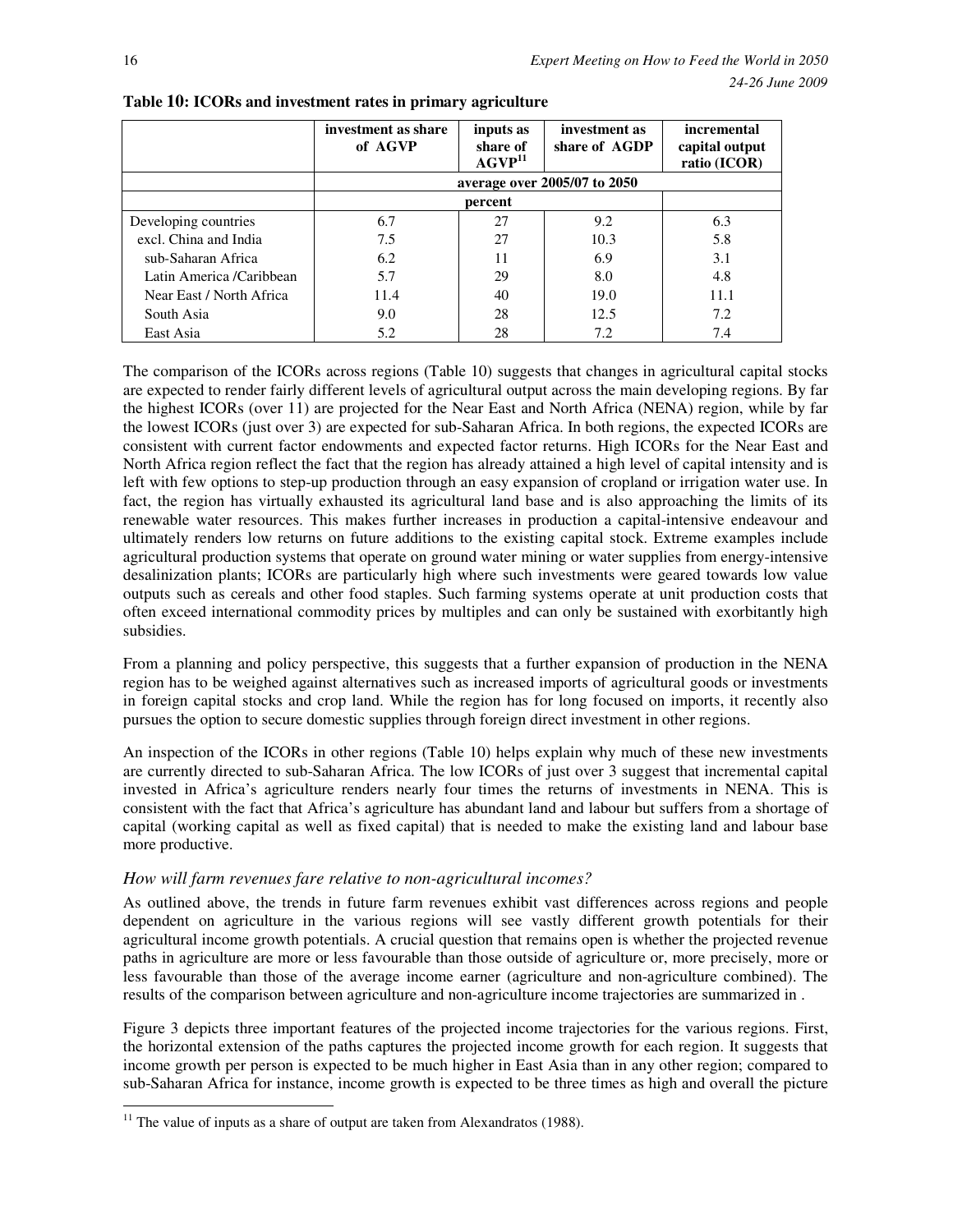**Table 10: ICORs and investment rates in primary agriculture**

| | investment as share of AGVP | inputs as share of AGVP[11] | investment as share of AGDP | incremental capital output ratio (ICOR) |
|---|---|---|---|---|
| | average over 2005/07 to 2050 | | | |
| | percent | | | |
| Developing countries | 6.7 | 27 | 9.2 | 6.3 |
| excl. China and India | 7.5 | 27 | 10.3 | 5.8 |
| sub-Saharan Africa | 6.2 | 11 | 6.9 | 3.1 |
| Latin America /Caribbean | 5.7 | 29 | 8.0 | 4.8 |
| Near East / North Africa | 11.4 | 40 | 19.0 | 11.1 |
| South Asia | 9.0 | 28 | 12.5 | 7.2 |
| East Asia | 5.2 | 28 | 7.2 | 7.4 |

The comparison of the ICORs across regions (Table 10) suggests that changes in agricultural capital stocks are expected to render fairly different levels of agricultural output across the main developing regions. By far the highest ICORs (over 11) are projected for the Near East and North Africa (NENA) region, while by far the lowest ICORs (just over 3) are expected for sub-Saharan Africa. In both regions, the expected ICORs are consistent with current factor endowments and expected factor returns. High ICORs for the Near East and North Africa region reflect the fact that the region has already attained a high level of capital intensity and is left with few options to step-up production through an easy expansion of cropland or irrigation water use. In fact, the region has virtually exhausted its agricultural land base and is also approaching the limits of its renewable water resources. This makes further increases in production a capital-intensive endeavour and ultimately renders low returns on future additions to the existing capital stock. Extreme examples include agricultural production systems that operate on ground water mining or water supplies from energy-intensive desalinization plants; ICORs are particularly high where such investments were geared towards low value outputs such as cereals and other food staples. Such farming systems operate at unit production costs that often exceed international commodity prices by multiples and can only be sustained with exorbitantly high subsidies.

From a planning and policy perspective, this suggests that a further expansion of production in the NENA region has to be weighed against alternatives such as increased imports of agricultural goods or investments in foreign capital stocks and crop land. While the region has for long focused on imports, it recently also pursues the option to secure domestic supplies through foreign direct investment in other regions.

An inspection of the ICORs in other regions (Table 10) helps explain why much of these new investments are currently directed to sub-Saharan Africa. The low ICORs of just over 3 suggest that incremental capital invested in Africa's agriculture renders nearly four times the returns of investments in NENA. This is consistent with the fact that Africa's agriculture has abundant land and labour but suffers from a shortage of capital (working capital as well as fixed capital) that is needed to make the existing land and labour base more productive.

### *How will farm revenues fare relative to non-agricultural incomes?*

As outlined above, the trends in future farm revenues exhibit vast differences across regions and people dependent on agriculture in the various regions will see vastly different growth potentials for their agricultural income growth potentials. A crucial question that remains open is whether the projected revenue paths in agriculture are more or less favourable than those outside of agriculture or, more precisely, more or less favourable than those of the average income earner (agriculture and non-agriculture combined). The results of the comparison between agriculture and non-agriculture income trajectories are summarized in .

Figure 3 depicts three important features of the projected income trajectories for the various regions. First, the horizontal extension of the paths captures the projected income growth for each region. It suggests that income growth per person is expected to be much higher in East Asia than in any other region; compared to sub-Saharan Africa for instance, income growth is expected to be three times as high and overall the picture

[11] The value of inputs as a share of output are taken from Alexandratos (1988).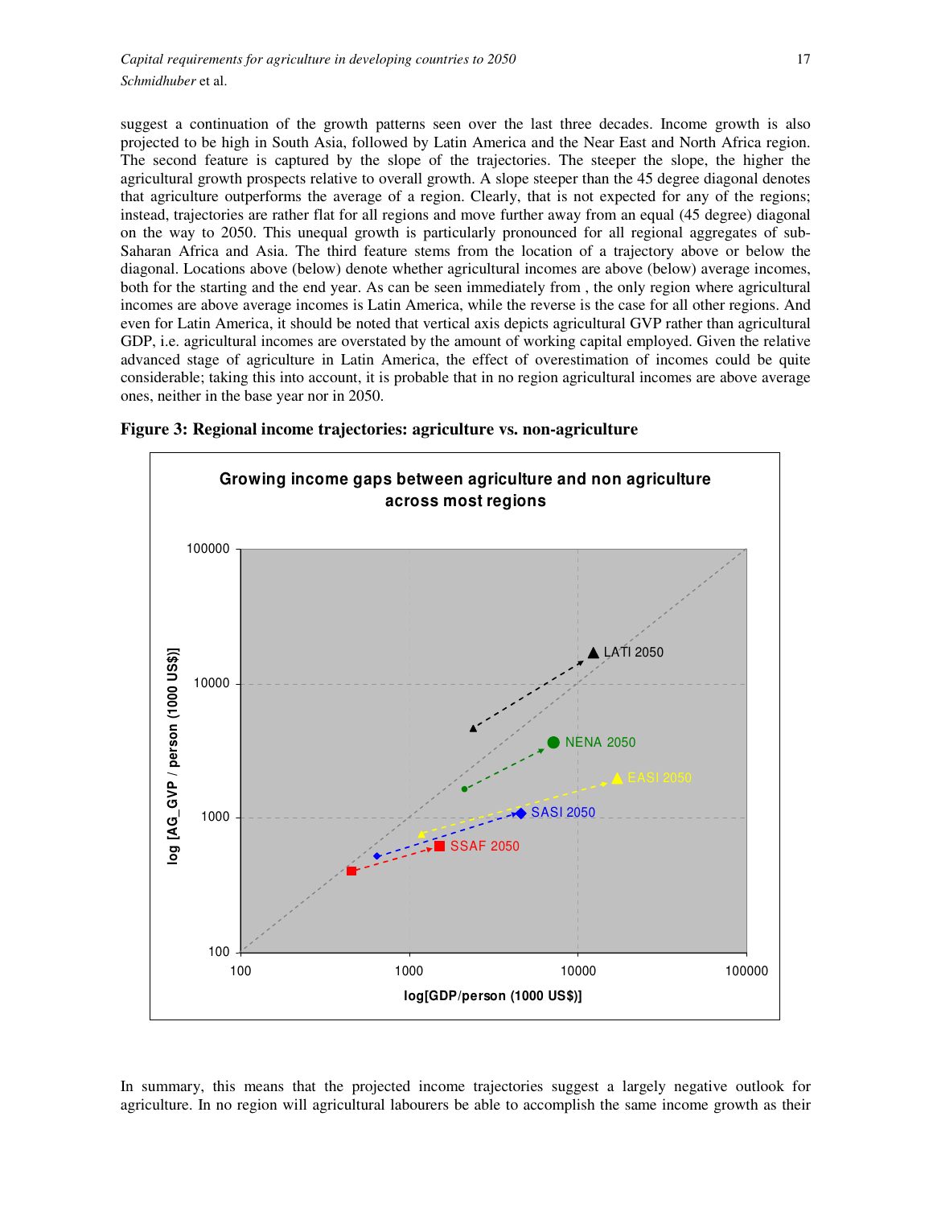suggest a continuation of the growth patterns seen over the last three decades. Income growth is also projected to be high in South Asia, followed by Latin America and the Near East and North Africa region. The second feature is captured by the slope of the trajectories. The steeper the slope, the higher the agricultural growth prospects relative to overall growth. A slope steeper than the 45 degree diagonal denotes that agriculture outperforms the average of a region. Clearly, that is not expected for any of the regions; instead, trajectories are rather flat for all regions and move further away from an equal (45 degree) diagonal on the way to 2050. This unequal growth is particularly pronounced for all regional aggregates of sub-Saharan Africa and Asia. The third feature stems from the location of a trajectory above or below the diagonal. Locations above (below) denote whether agricultural incomes are above (below) average incomes, both for the starting and the end year. As can be seen immediately from , the only region where agricultural incomes are above average incomes is Latin America, while the reverse is the case for all other regions. And even for Latin America, it should be noted that vertical axis depicts agricultural GVP rather than agricultural GDP, i.e. agricultural incomes are overstated by the amount of working capital employed. Given the relative advanced stage of agriculture in Latin America, the effect of overestimation of incomes could be quite considerable; taking this into account, it is probable that in no region agricultural incomes are above average ones, neither in the base year nor in 2050.

**Figure 3: Regional income trajectories: agriculture vs. non-agriculture**

In summary, this means that the projected income trajectories suggest a largely negative outlook for agriculture. In no region will agricultural labourers be able to accomplish the same income growth as their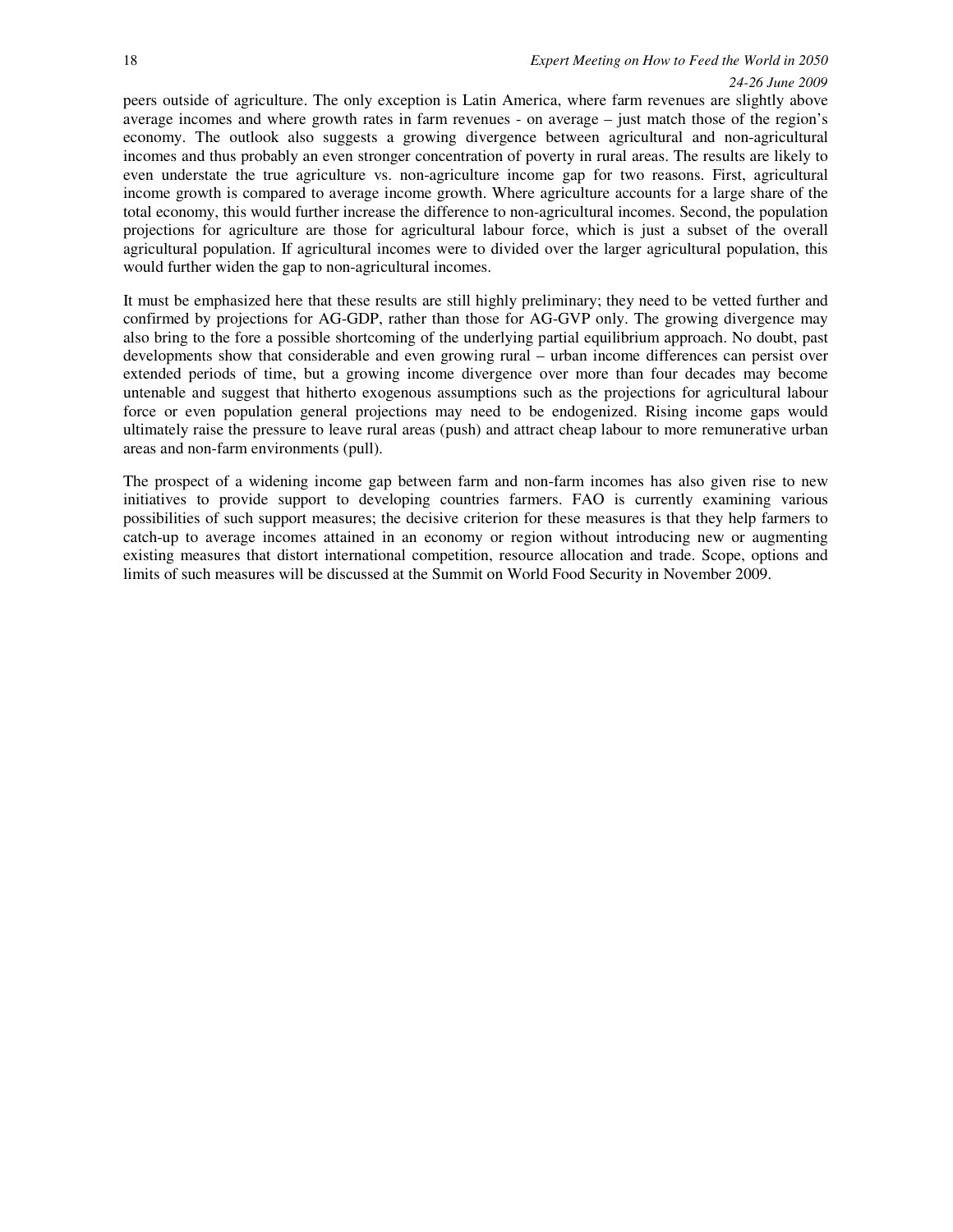peers outside of agriculture. The only exception is Latin America, where farm revenues are slightly above average incomes and where growth rates in farm revenues - on average – just match those of the region's economy. The outlook also suggests a growing divergence between agricultural and non-agricultural incomes and thus probably an even stronger concentration of poverty in rural areas. The results are likely to even understate the true agriculture vs. non-agriculture income gap for two reasons. First, agricultural income growth is compared to average income growth. Where agriculture accounts for a large share of the total economy, this would further increase the difference to non-agricultural incomes. Second, the population projections for agriculture are those for agricultural labour force, which is just a subset of the overall agricultural population. If agricultural incomes were to divided over the larger agricultural population, this would further widen the gap to non-agricultural incomes.

It must be emphasized here that these results are still highly preliminary; they need to be vetted further and confirmed by projections for AG-GDP, rather than those for AG-GVP only. The growing divergence may also bring to the fore a possible shortcoming of the underlying partial equilibrium approach. No doubt, past developments show that considerable and even growing rural – urban income differences can persist over extended periods of time, but a growing income divergence over more than four decades may become untenable and suggest that hitherto exogenous assumptions such as the projections for agricultural labour force or even population general projections may need to be endogenized. Rising income gaps would ultimately raise the pressure to leave rural areas (push) and attract cheap labour to more remunerative urban areas and non-farm environments (pull).

The prospect of a widening income gap between farm and non-farm incomes has also given rise to new initiatives to provide support to developing countries farmers. FAO is currently examining various possibilities of such support measures; the decisive criterion for these measures is that they help farmers to catch-up to average incomes attained in an economy or region without introducing new or augmenting existing measures that distort international competition, resource allocation and trade. Scope, options and limits of such measures will be discussed at the Summit on World Food Security in November 2009.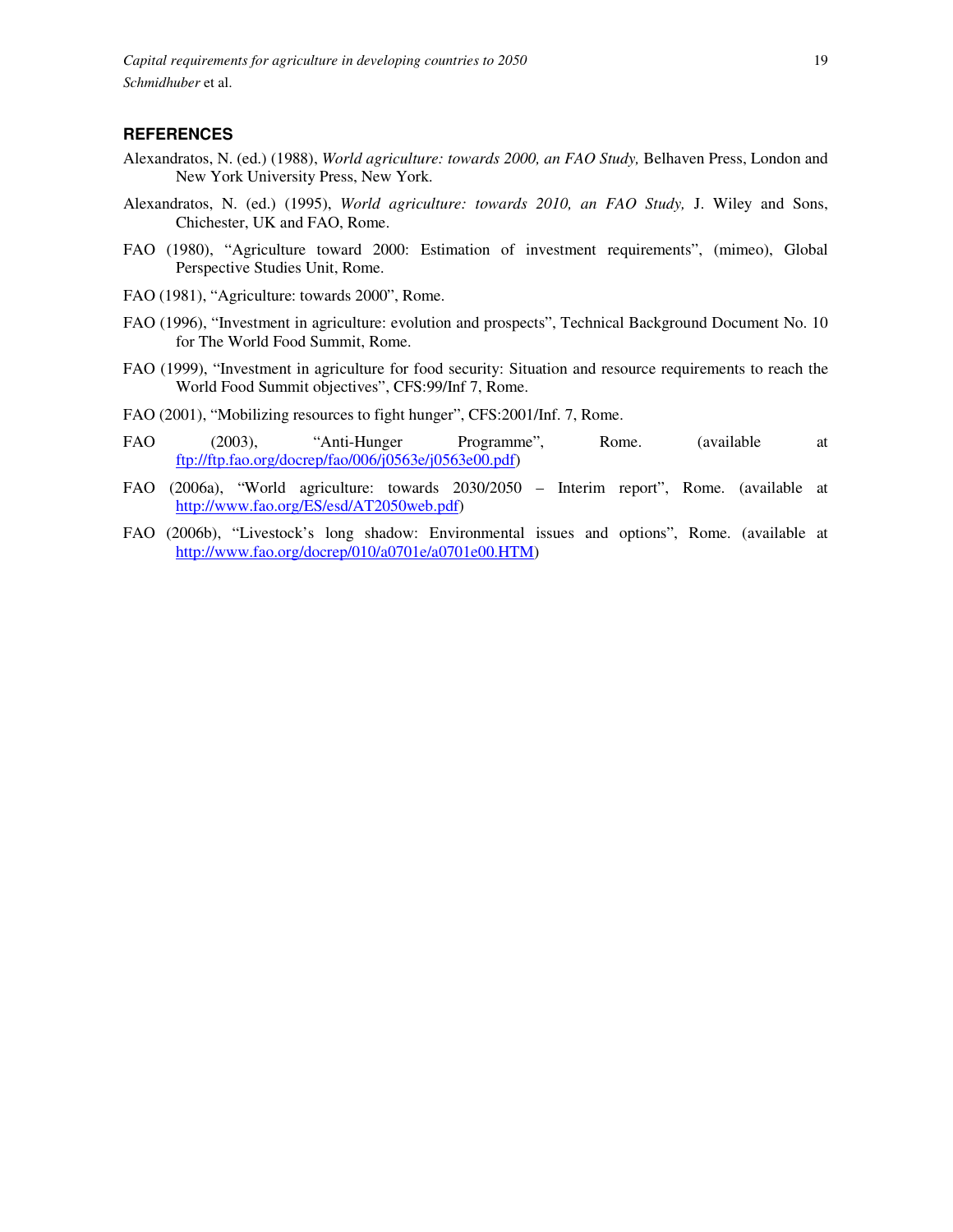## REFERENCES

Alexandratos, N. (ed.) (1988), *World agriculture: towards 2000, an FAO Study,* Belhaven Press, London and New York University Press, New York.

Alexandratos, N. (ed.) (1995), *World agriculture: towards 2010, an FAO Study,* J. Wiley and Sons, Chichester, UK and FAO, Rome.

FAO (1980), "Agriculture toward 2000: Estimation of investment requirements", (mimeo), Global Perspective Studies Unit, Rome.

FAO (1981), "Agriculture: towards 2000", Rome.

FAO (1996), "Investment in agriculture: evolution and prospects", Technical Background Document No. 10 for The World Food Summit, Rome.

FAO (1999), "Investment in agriculture for food security: Situation and resource requirements to reach the World Food Summit objectives", CFS:99/Inf 7, Rome.

FAO (2001), "Mobilizing resources to fight hunger", CFS:2001/Inf. 7, Rome.

FAO (2003), "Anti-Hunger Programme", Rome. (available at ftp://ftp.fao.org/docrep/fao/006/j0563e/j0563e00.pdf)

FAO (2006a), "World agriculture: towards 2030/2050 – Interim report", Rome. (available at http://www.fao.org/ES/esd/AT2050web.pdf)

FAO (2006b), "Livestock's long shadow: Environmental issues and options", Rome. (available at http://www.fao.org/docrep/010/a0701e/a0701e00.HTM)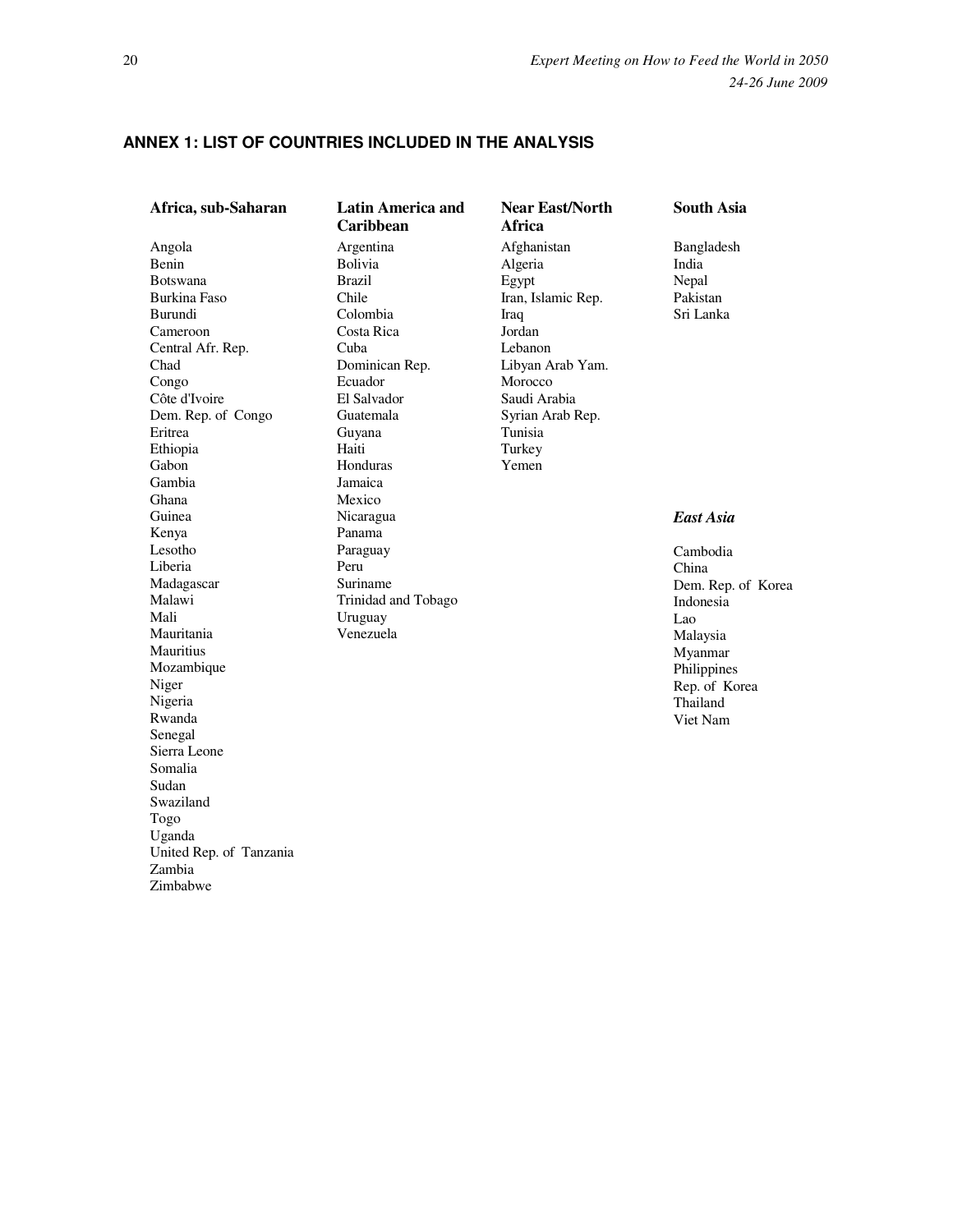## ANNEX 1: LIST OF COUNTRIES INCLUDED IN THE ANALYSIS

### Africa, sub-Saharan

Angola
Benin
Botswana
Burkina Faso
Burundi
Cameroon
Central Afr. Rep.
Chad
Congo
Côte d'Ivoire
Dem. Rep. of Congo
Eritrea
Ethiopia
Gabon
Gambia
Ghana
Guinea
Kenya
Lesotho
Liberia
Madagascar
Malawi
Mali
Mauritania
Mauritius
Mozambique
Niger
Nigeria
Rwanda
Senegal
Sierra Leone
Somalia
Sudan
Swaziland
Togo
Uganda
United Rep. of Tanzania
Zambia
Zimbabwe

### Latin America and Caribbean

Argentina
Bolivia
Brazil
Chile
Colombia
Costa Rica
Cuba
Dominican Rep.
Ecuador
El Salvador
Guatemala
Guyana
Haiti
Honduras
Jamaica
Mexico
Nicaragua
Panama
Paraguay
Peru
Suriname
Trinidad and Tobago
Uruguay
Venezuela

### Near East/North Africa

Afghanistan
Algeria
Egypt
Iran, Islamic Rep.
Iraq
Jordan
Lebanon
Libyan Arab Yam.
Morocco
Saudi Arabia
Syrian Arab Rep.
Tunisia
Turkey
Yemen

### South Asia

Bangladesh
India
Nepal
Pakistan
Sri Lanka

### *East Asia*

Cambodia
China
Dem. Rep. of Korea
Indonesia
Lao
Malaysia
Myanmar
Philippines
Rep. of Korea
Thailand
Viet Nam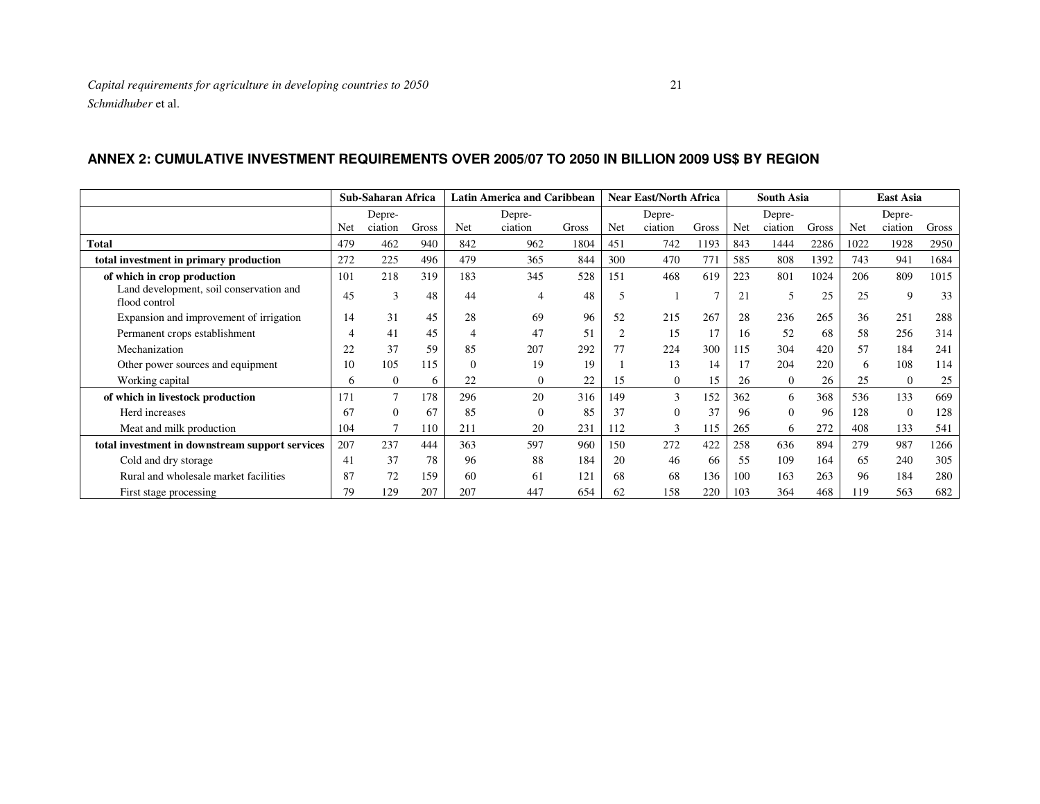## ANNEX 2: CUMULATIVE INVESTMENT REQUIREMENTS OVER 2005/07 TO 2050 IN BILLION 2009 US$ BY REGION

| | Sub-Saharan Africa | | | Latin America and Caribbean | | | Near East/North Africa | | | South Asia | | | East Asia | | |
|---|---|---|---|---|---|---|---|---|---|---|---|---|---|---|---|
| | Net | Depre-ciation | Gross | Net | Depre-ciation | Gross | Net | Depre-ciation | Gross | Net | Depre-ciation | Gross | Net | Depre-ciation | Gross |
| **Total** | 479 | 462 | 940 | 842 | 962 | 1804 | 451 | 742 | 1193 | 843 | 1444 | 2286 | 1022 | 1928 | 2950 |
| **total investment in primary production** | 272 | 225 | 496 | 479 | 365 | 844 | 300 | 470 | 771 | 585 | 808 | 1392 | 743 | 941 | 1684 |
| **of which in crop production** | 101 | 218 | 319 | 183 | 345 | 528 | 151 | 468 | 619 | 223 | 801 | 1024 | 206 | 809 | 1015 |
| Land development, soil conservation and flood control | 45 | 3 | 48 | 44 | 4 | 48 | 5 | 1 | 7 | 21 | 5 | 25 | 25 | 9 | 33 |
| Expansion and improvement of irrigation | 14 | 31 | 45 | 28 | 69 | 96 | 52 | 215 | 267 | 28 | 236 | 265 | 36 | 251 | 288 |
| Permanent crops establishment | 4 | 41 | 45 | 4 | 47 | 51 | 2 | 15 | 17 | 16 | 52 | 68 | 58 | 256 | 314 |
| Mechanization | 22 | 37 | 59 | 85 | 207 | 292 | 77 | 224 | 300 | 115 | 304 | 420 | 57 | 184 | 241 |
| Other power sources and equipment | 10 | 105 | 115 | 0 | 19 | 19 | 1 | 13 | 14 | 17 | 204 | 220 | 6 | 108 | 114 |
| Working capital | 6 | 0 | 6 | 22 | 0 | 22 | 15 | 0 | 15 | 26 | 0 | 26 | 25 | 0 | 25 |
| **of which in livestock production** | 171 | 7 | 178 | 296 | 20 | 316 | 149 | 3 | 152 | 362 | 6 | 368 | 536 | 133 | 669 |
| Herd increases | 67 | 0 | 67 | 85 | 0 | 85 | 37 | 0 | 37 | 96 | 0 | 96 | 128 | 0 | 128 |
| Meat and milk production | 104 | 7 | 110 | 211 | 20 | 231 | 112 | 3 | 115 | 265 | 6 | 272 | 408 | 133 | 541 |
| **total investment in downstream support services** | 207 | 237 | 444 | 363 | 597 | 960 | 150 | 272 | 422 | 258 | 636 | 894 | 279 | 987 | 1266 |
| Cold and dry storage | 41 | 37 | 78 | 96 | 88 | 184 | 20 | 46 | 66 | 55 | 109 | 164 | 65 | 240 | 305 |
| Rural and wholesale market facilities | 87 | 72 | 159 | 60 | 61 | 121 | 68 | 68 | 136 | 100 | 163 | 263 | 96 | 184 | 280 |
| First stage processing | 79 | 129 | 207 | 207 | 447 | 654 | 62 | 158 | 220 | 103 | 364 | 468 | 119 | 563 | 682 |